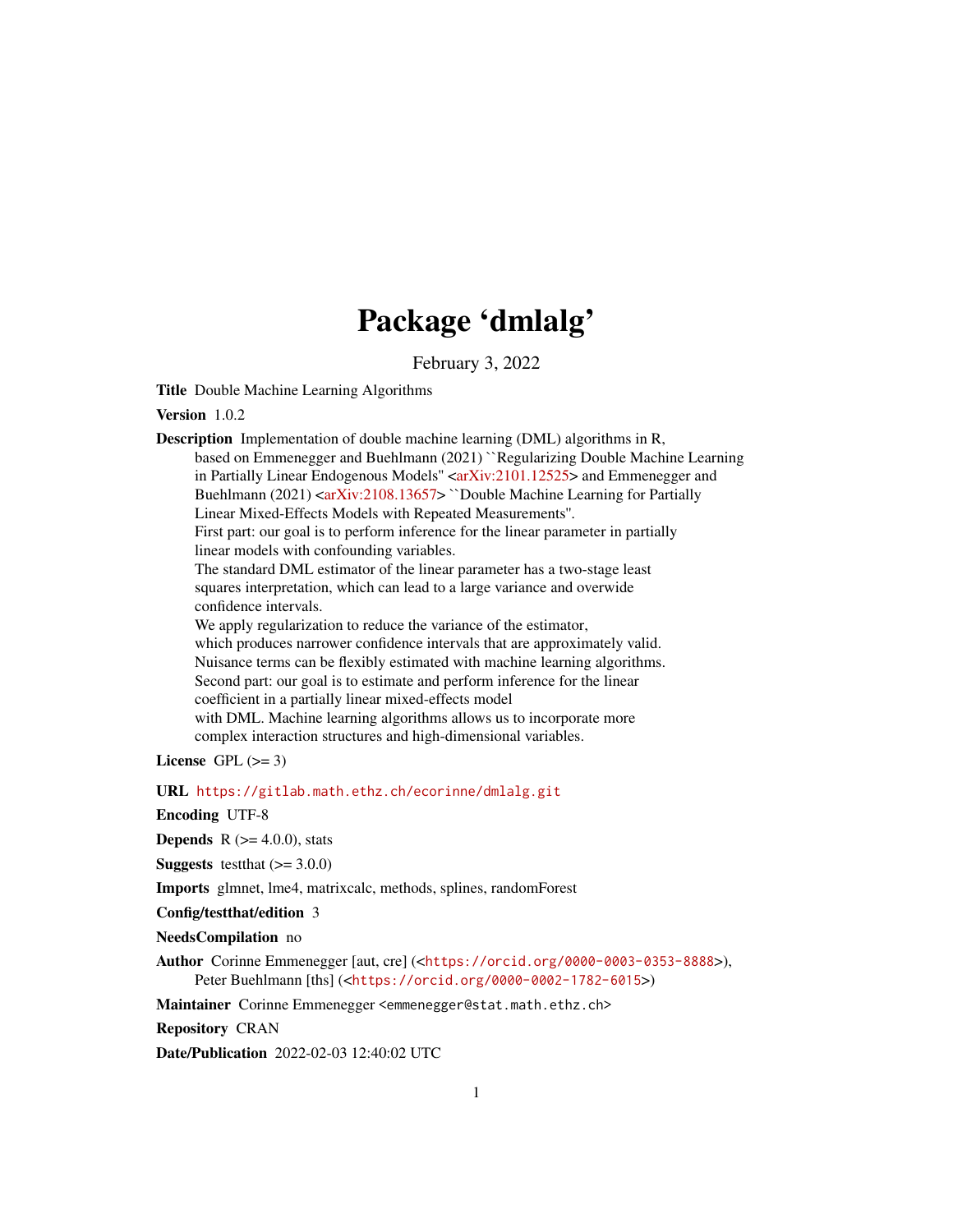# Package 'dmlalg'

February 3, 2022

**Title** Double Machine Learning Algorithms

**Version** 1.0.2

**Description** Implementation of double machine learning (DML) algorithms in R, based on Emmenegger and Buehlmann (2021) ``Regularizing Double Machine Learning in Partially Linear Endogenous Models'' <arXiv:2101.12525> and Emmenegger and Buehlmann (2021) <arXiv:2108.13657> ``Double Machine Learning for Partially Linear Mixed-Effects Models with Repeated Measurements''.
First part: our goal is to perform inference for the linear parameter in partially linear models with confounding variables.
The standard DML estimator of the linear parameter has a two-stage least squares interpretation, which can lead to a large variance and overwide confidence intervals.
We apply regularization to reduce the variance of the estimator, which produces narrower confidence intervals that are approximately valid.
Nuisance terms can be flexibly estimated with machine learning algorithms.
Second part: our goal is to estimate and perform inference for the linear coefficient in a partially linear mixed-effects model with DML. Machine learning algorithms allows us to incorporate more complex interaction structures and high-dimensional variables.

**License** GPL (>= 3)

**URL** https://gitlab.math.ethz.ch/ecorinne/dmlalg.git

**Encoding** UTF-8

**Depends** R (>= 4.0.0), stats

**Suggests** testthat (>= 3.0.0)

**Imports** glmnet, lme4, matrixcalc, methods, splines, randomForest

**Config/testthat/edition** 3

**NeedsCompilation** no

**Author** Corinne Emmenegger [aut, cre] (<https://orcid.org/0000-0003-0353-8888>), Peter Buehlmann [ths] (<https://orcid.org/0000-0002-1782-6015>)

**Maintainer** Corinne Emmenegger <emmenegger@stat.math.ethz.ch>

**Repository** CRAN

**Date/Publication** 2022-02-03 12:40:02 UTC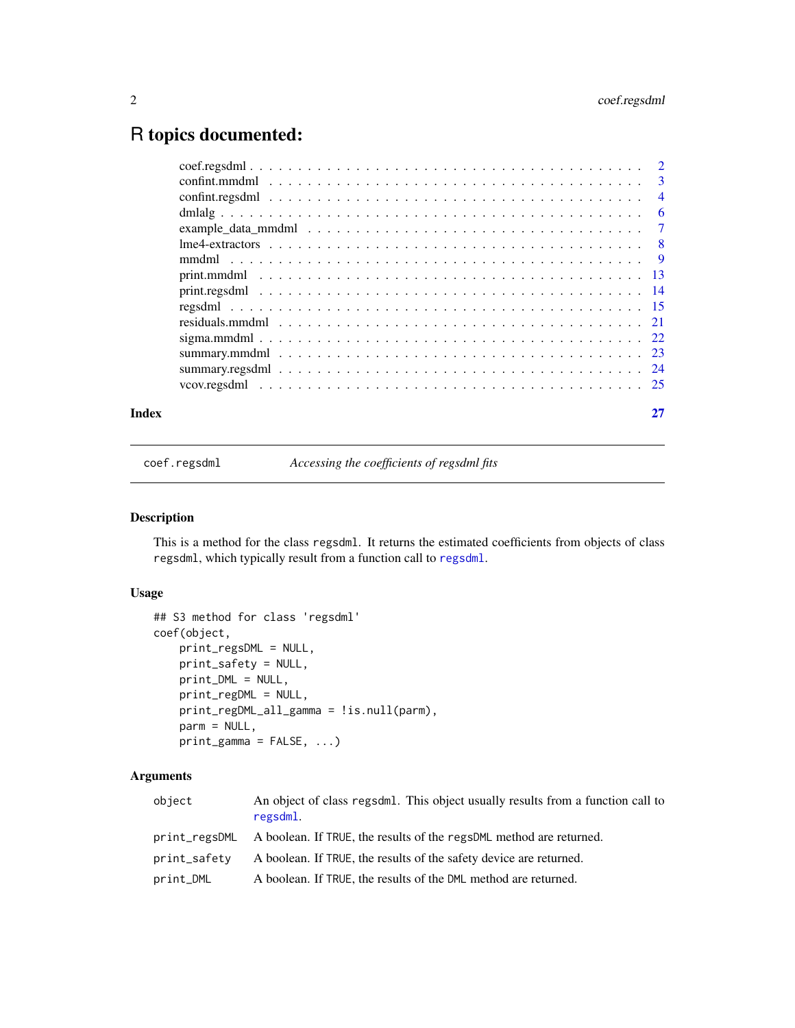# R topics documented:

| | |
|---|---|
| coef.regsdml | 2 |
| confint.mmdml | 3 |
| confint.regsdml | 4 |
| dmlalg | 6 |
| example_data_mmdml | 7 |
| lme4-extractors | 8 |
| mmdml | 9 |
| print.mmdml | 13 |
| print.regsdml | 14 |
| regsdml | 15 |
| residuals.mmdml | 21 |
| sigma.mmdml | 22 |
| summary.mmdml | 23 |
| summary.regsdml | 24 |
| vcov.regsdml | 25 |
| **Index** | **27** |

---

`coef.regsdml` — *Accessing the coefficients of regsdml fits*

---

### Description

This is a method for the class `regsdml`. It returns the estimated coefficients from objects of class `regsdml`, which typically result from a function call to `regsdml`.

### Usage

```
## S3 method for class 'regsdml'
coef(object,
    print_regsDML = NULL,
    print_safety = NULL,
    print_DML = NULL,
    print_regDML = NULL,
    print_regDML_all_gamma = !is.null(parm),
    parm = NULL,
    print_gamma = FALSE, ...)
```

### Arguments

| | |
|---|---|
| `object` | An object of class `regsdml`. This object usually results from a function call to `regsdml`. |
| `print_regsDML` | A boolean. If `TRUE`, the results of the `regsDML` method are returned. |
| `print_safety` | A boolean. If `TRUE`, the results of the safety device are returned. |
| `print_DML` | A boolean. If `TRUE`, the results of the `DML` method are returned. |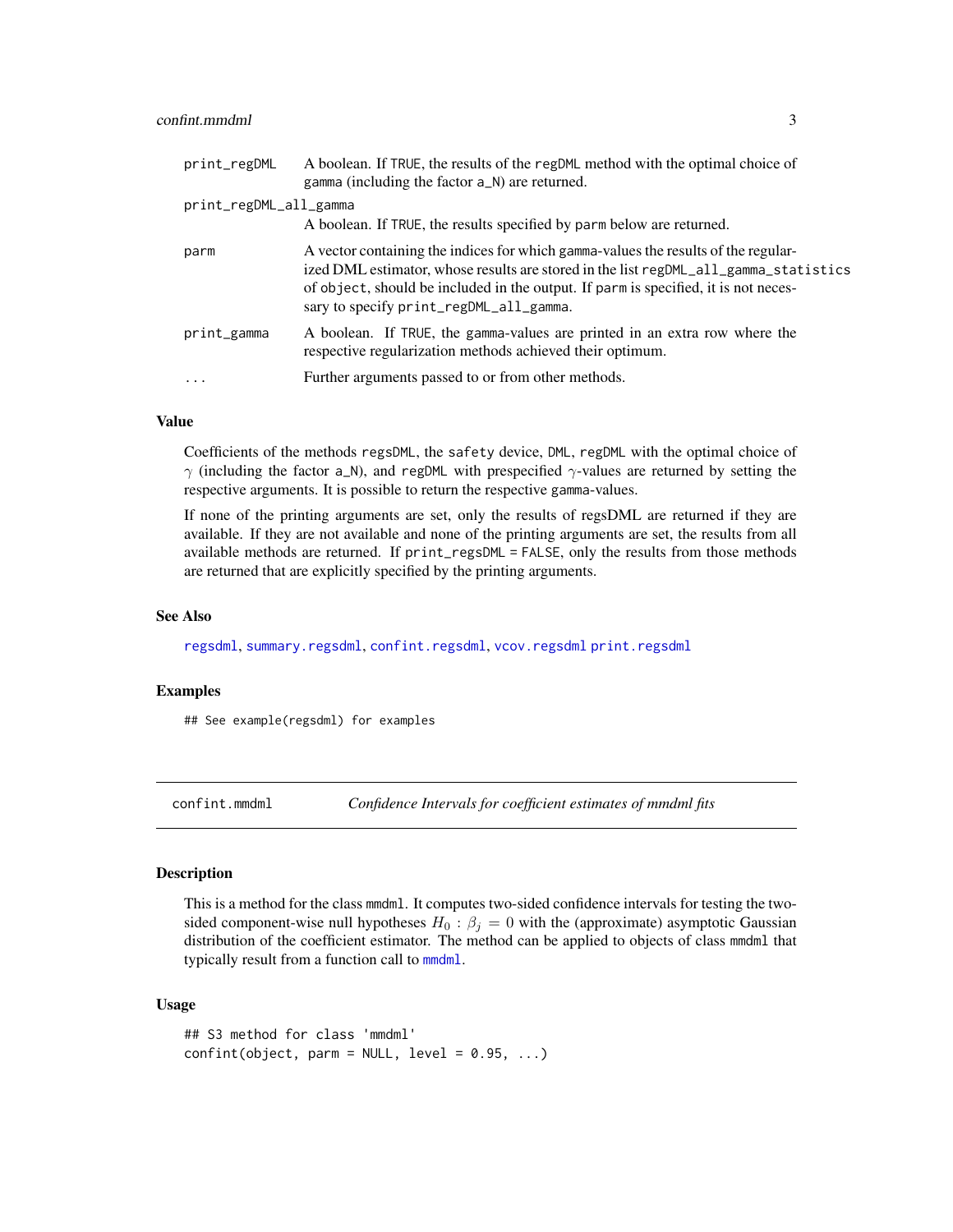| | |
|---|---|
| print_regDML | A boolean. If TRUE, the results of the regDML method with the optimal choice of gamma (including the factor a_N) are returned. |
| print_regDML_all_gamma | A boolean. If TRUE, the results specified by parm below are returned. |
| parm | A vector containing the indices for which gamma-values the results of the regularized DML estimator, whose results are stored in the list regDML_all_gamma_statistics of object, should be included in the output. If parm is specified, it is not necessary to specify print_regDML_all_gamma. |
| print_gamma | A boolean. If TRUE, the gamma-values are printed in an extra row where the respective regularization methods achieved their optimum. |
| ... | Further arguments passed to or from other methods. |

### Value

Coefficients of the methods regsDML, the safety device, DML, regDML with the optimal choice of $\gamma$ (including the factor a_N), and regDML with prespecified $\gamma$-values are returned by setting the respective arguments. It is possible to return the respective gamma-values.

If none of the printing arguments are set, only the results of regsDML are returned if they are available. If they are not available and none of the printing arguments are set, the results from all available methods are returned. If print_regsDML = FALSE, only the results from those methods are returned that are explicitly specified by the printing arguments.

### See Also

regsdml, summary.regsdml, confint.regsdml, vcov.regsdml print.regsdml

### Examples

```
## See example(regsdml) for examples
```

---

## confint.mmdml *Confidence Intervals for coefficient estimates of mmdml fits*

### Description

This is a method for the class mmdml. It computes two-sided confidence intervals for testing the two-sided component-wise null hypotheses $H_0 : \beta_j = 0$ with the (approximate) asymptotic Gaussian distribution of the coefficient estimator. The method can be applied to objects of class mmdml that typically result from a function call to mmdml.

### Usage

```
## S3 method for class 'mmdml'
confint(object, parm = NULL, level = 0.95, ...)
```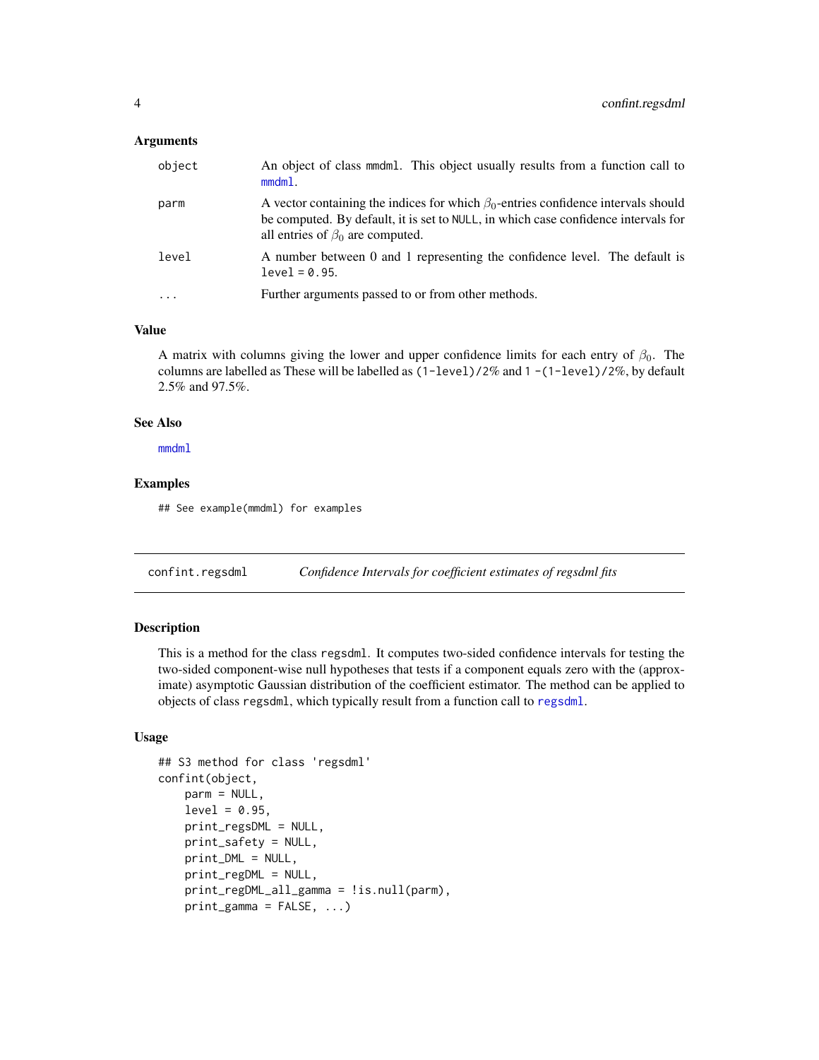### Arguments

| | |
|---|---|
| object | An object of class mmdml. This object usually results from a function call to mmdml. |
| parm | A vector containing the indices for which $\beta_0$-entries confidence intervals should be computed. By default, it is set to NULL, in which case confidence intervals for all entries of $\beta_0$ are computed. |
| level | A number between 0 and 1 representing the confidence level. The default is level = 0.95. |
| ... | Further arguments passed to or from other methods. |

### Value

A matrix with columns giving the lower and upper confidence limits for each entry of $\beta_0$. The columns are labelled as These will be labelled as (1-level)/2% and 1 -(1-level)/2%, by default 2.5% and 97.5%.

### See Also

mmdml

### Examples

```
## See example(mmdml) for examples
```

---

## confint.regsdml — *Confidence Intervals for coefficient estimates of regsdml fits*

### Description

This is a method for the class regsdml. It computes two-sided confidence intervals for testing the two-sided component-wise null hypotheses that tests if a component equals zero with the (approximate) asymptotic Gaussian distribution of the coefficient estimator. The method can be applied to objects of class regsdml, which typically result from a function call to regsdml.

### Usage

```
## S3 method for class 'regsdml'
confint(object,
    parm = NULL,
    level = 0.95,
    print_regsDML = NULL,
    print_safety = NULL,
    print_DML = NULL,
    print_regDML = NULL,
    print_regDML_all_gamma = !is.null(parm),
    print_gamma = FALSE, ...)
```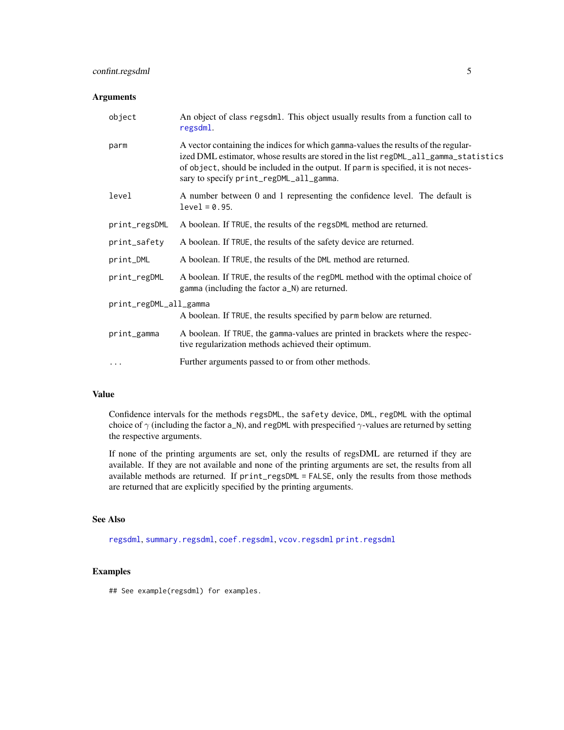### Arguments

| | |
|---|---|
| `object` | An object of class `regsdml`. This object usually results from a function call to `regsdml`. |
| `parm` | A vector containing the indices for which gamma-values the results of the regularized DML estimator, whose results are stored in the list `regDML_all_gamma_statistics` of `object`, should be included in the output. If `parm` is specified, it is not necessary to specify `print_regDML_all_gamma`. |
| `level` | A number between 0 and 1 representing the confidence level. The default is `level = 0.95`. |
| `print_regsDML` | A boolean. If `TRUE`, the results of the `regsDML` method are returned. |
| `print_safety` | A boolean. If `TRUE`, the results of the safety device are returned. |
| `print_DML` | A boolean. If `TRUE`, the results of the `DML` method are returned. |
| `print_regDML` | A boolean. If `TRUE`, the results of the `regDML` method with the optimal choice of `gamma` (including the factor `a_N`) are returned. |
| `print_regDML_all_gamma` | A boolean. If `TRUE`, the results specified by `parm` below are returned. |
| `print_gamma` | A boolean. If `TRUE`, the `gamma`-values are printed in brackets where the respective regularization methods achieved their optimum. |
| `...` | Further arguments passed to or from other methods. |

### Value

Confidence intervals for the methods `regsDML`, the `safety` device, `DML`, `regDML` with the optimal choice of $\gamma$ (including the factor `a_N`), and `regDML` with prespecified $\gamma$-values are returned by setting the respective arguments.

If none of the printing arguments are set, only the results of regsDML are returned if they are available. If they are not available and none of the printing arguments are set, the results from all available methods are returned. If `print_regsDML = FALSE`, only the results from those methods are returned that are explicitly specified by the printing arguments.

### See Also

`regsdml`, `summary.regsdml`, `coef.regsdml`, `vcov.regsdml` `print.regsdml`

### Examples

```
## See example(regsdml) for examples.
```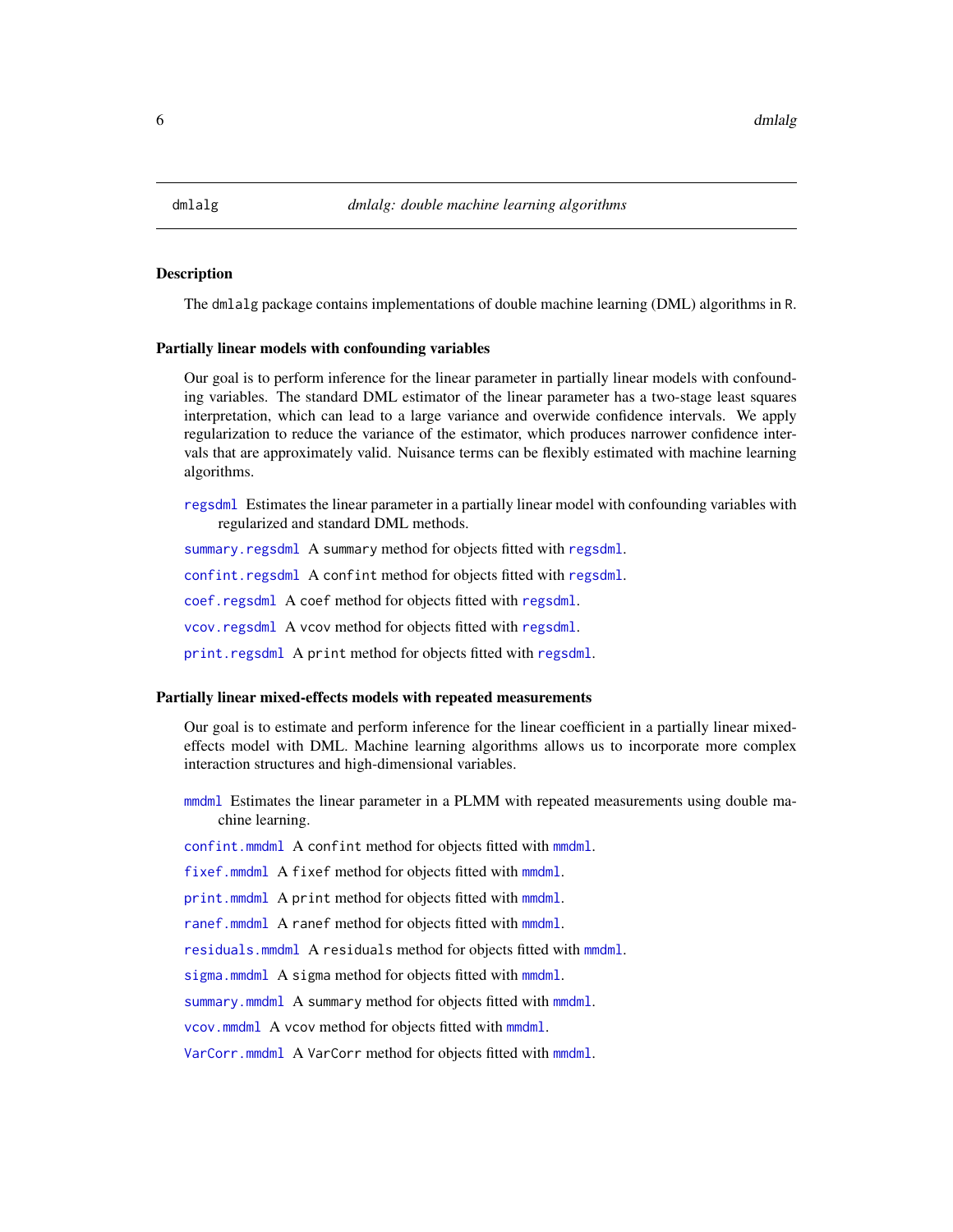`dmlalg` — *dmlalg: double machine learning algorithms*

## Description

The `dmlalg` package contains implementations of double machine learning (DML) algorithms in R.

### Partially linear models with confounding variables

Our goal is to perform inference for the linear parameter in partially linear models with confounding variables. The standard DML estimator of the linear parameter has a two-stage least squares interpretation, which can lead to a large variance and overwide confidence intervals. We apply regularization to reduce the variance of the estimator, which produces narrower confidence intervals that are approximately valid. Nuisance terms can be flexibly estimated with machine learning algorithms.

- `regsdml` Estimates the linear parameter in a partially linear model with confounding variables with regularized and standard DML methods.
- `summary.regsdml` A `summary` method for objects fitted with `regsdml`.
- `confint.regsdml` A `confint` method for objects fitted with `regsdml`.
- `coef.regsdml` A `coef` method for objects fitted with `regsdml`.
- `vcov.regsdml` A `vcov` method for objects fitted with `regsdml`.
- `print.regsdml` A `print` method for objects fitted with `regsdml`.

### Partially linear mixed-effects models with repeated measurements

Our goal is to estimate and perform inference for the linear coefficient in a partially linear mixed-effects model with DML. Machine learning algorithms allows us to incorporate more complex interaction structures and high-dimensional variables.

- `mmdml` Estimates the linear parameter in a PLMM with repeated measurements using double machine learning.
- `confint.mmdml` A `confint` method for objects fitted with `mmdml`.
- `fixef.mmdml` A `fixef` method for objects fitted with `mmdml`.
- `print.mmdml` A `print` method for objects fitted with `mmdml`.
- `ranef.mmdml` A `ranef` method for objects fitted with `mmdml`.
- `residuals.mmdml` A `residuals` method for objects fitted with `mmdml`.
- `sigma.mmdml` A `sigma` method for objects fitted with `mmdml`.
- `summary.mmdml` A `summary` method for objects fitted with `mmdml`.
- `vcov.mmdml` A `vcov` method for objects fitted with `mmdml`.
- `VarCorr.mmdml` A `VarCorr` method for objects fitted with `mmdml`.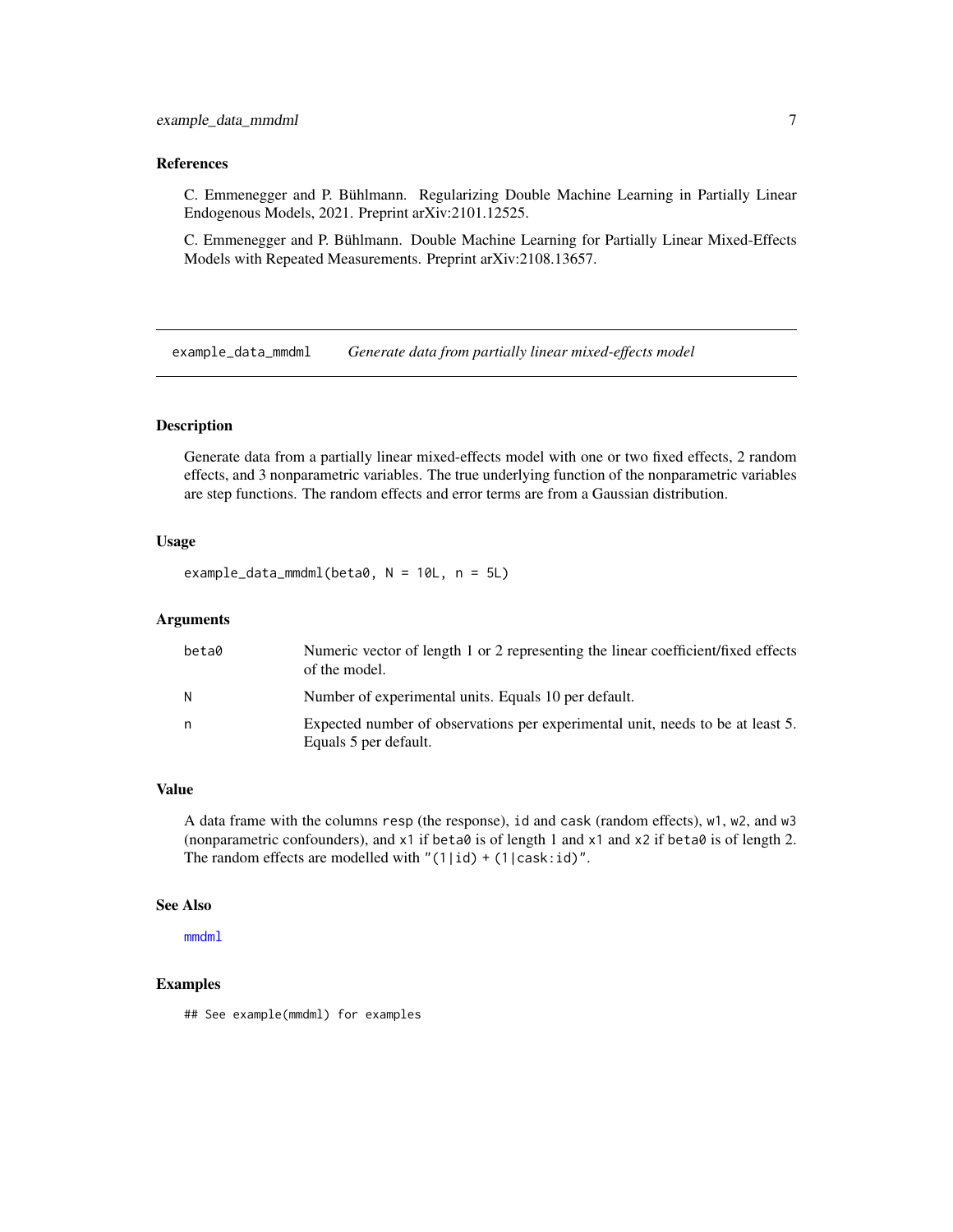### References

C. Emmenegger and P. Bühlmann. Regularizing Double Machine Learning in Partially Linear Endogenous Models, 2021. Preprint arXiv:2101.12525.

C. Emmenegger and P. Bühlmann. Double Machine Learning for Partially Linear Mixed-Effects Models with Repeated Measurements. Preprint arXiv:2108.13657.

---

## example_data_mmdml    *Generate data from partially linear mixed-effects model*

---

### Description

Generate data from a partially linear mixed-effects model with one or two fixed effects, 2 random effects, and 3 nonparametric variables. The true underlying function of the nonparametric variables are step functions. The random effects and error terms are from a Gaussian distribution.

### Usage

```
example_data_mmdml(beta0, N = 10L, n = 5L)
```

### Arguments

| | |
|---|---|
| beta0 | Numeric vector of length 1 or 2 representing the linear coefficient/fixed effects of the model. |
| N | Number of experimental units. Equals 10 per default. |
| n | Expected number of observations per experimental unit, needs to be at least 5. Equals 5 per default. |

### Value

A data frame with the columns `resp` (the response), `id` and `cask` (random effects), `w1`, `w2`, and `w3` (nonparametric confounders), and `x1` if `beta0` is of length 1 and `x1` and `x2` if `beta0` is of length 2. The random effects are modelled with `"(1|id) + (1|cask:id)"`.

### See Also

mmdml

### Examples

```
## See example(mmdml) for examples
```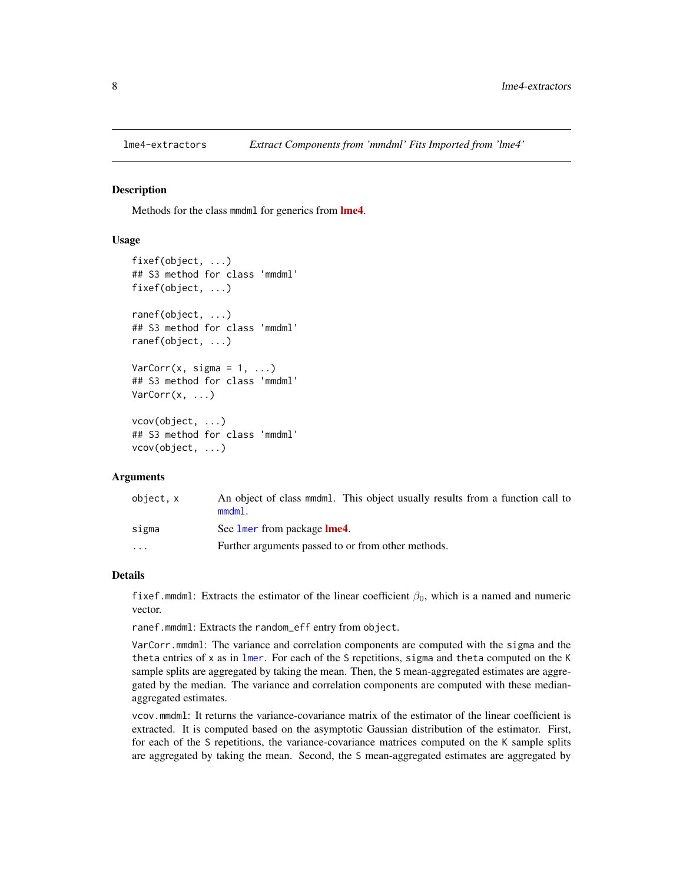lme4-extractors *Extract Components from 'mmdml' Fits Imported from 'lme4'*

## Description

Methods for the class mmdml for generics from **lme4**.

## Usage

```
fixef(object, ...)
## S3 method for class 'mmdml'
fixef(object, ...)

ranef(object, ...)
## S3 method for class 'mmdml'
ranef(object, ...)

VarCorr(x, sigma = 1, ...)
## S3 method for class 'mmdml'
VarCorr(x, ...)

vcov(object, ...)
## S3 method for class 'mmdml'
vcov(object, ...)
```

## Arguments

| | |
|---|---|
| object, x | An object of class mmdml. This object usually results from a function call to mmdml. |
| sigma | See lmer from package **lme4**. |
| ... | Further arguments passed to or from other methods. |

## Details

fixef.mmdml: Extracts the estimator of the linear coefficient $\beta_0$, which is a named and numeric vector.

ranef.mmdml: Extracts the random_eff entry from object.

VarCorr.mmdml: The variance and correlation components are computed with the sigma and the theta entries of x as in lmer. For each of the S repetitions, sigma and theta computed on the K sample splits are aggregated by taking the mean. Then, the S mean-aggregated estimates are aggregated by the median. The variance and correlation components are computed with these median-aggregated estimates.

vcov.mmdml: It returns the variance-covariance matrix of the estimator of the linear coefficient is extracted. It is computed based on the asymptotic Gaussian distribution of the estimator. First, for each of the S repetitions, the variance-covariance matrices computed on the K sample splits are aggregated by taking the mean. Second, the S mean-aggregated estimates are aggregated by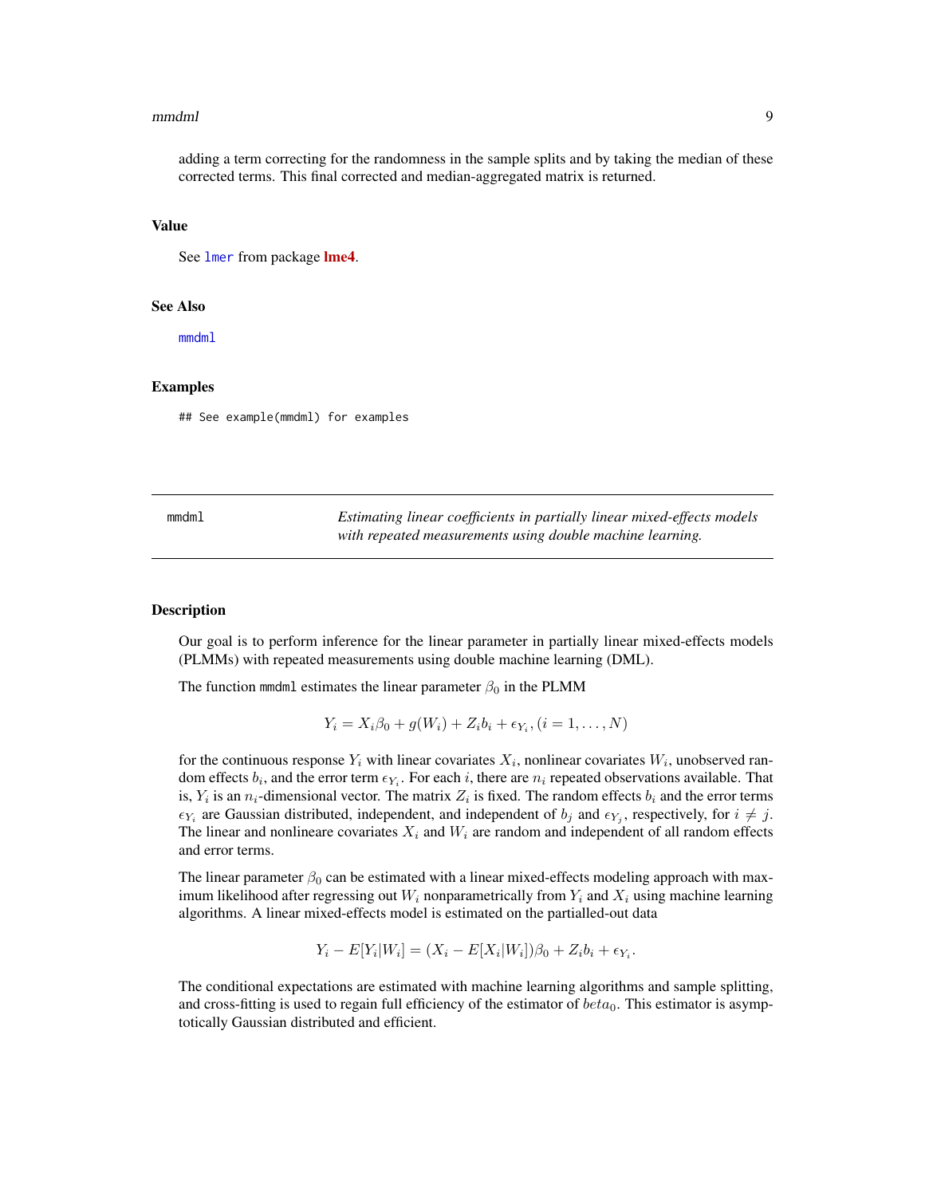adding a term correcting for the randomness in the sample splits and by taking the median of these corrected terms. This final corrected and median-aggregated matrix is returned.

### Value

See `lmer` from package **lme4**.

### See Also

`mmdml`

### Examples

```
## See example(mmdml) for examples
```

---

## mmdml — *Estimating linear coefficients in partially linear mixed-effects models with repeated measurements using double machine learning.*

---

### Description

Our goal is to perform inference for the linear parameter in partially linear mixed-effects models (PLMMs) with repeated measurements using double machine learning (DML).

The function `mmdml` estimates the linear parameter $\beta_0$ in the PLMM

$$Y_i = X_i\beta_0 + g(W_i) + Z_ib_i + \epsilon_{Y_i}, (i = 1, \ldots, N)$$

for the continuous response $Y_i$ with linear covariates $X_i$, nonlinear covariates $W_i$, unobserved random effects $b_i$, and the error term $\epsilon_{Y_i}$. For each $i$, there are $n_i$ repeated observations available. That is, $Y_i$ is an $n_i$-dimensional vector. The matrix $Z_i$ is fixed. The random effects $b_i$ and the error terms $\epsilon_{Y_i}$ are Gaussian distributed, independent, and independent of $b_j$ and $\epsilon_{Y_j}$, respectively, for $i \neq j$. The linear and nonlineare covariates $X_i$ and $W_i$ are random and independent of all random effects and error terms.

The linear parameter $\beta_0$ can be estimated with a linear mixed-effects modeling approach with maximum likelihood after regressing out $W_i$ nonparametrically from $Y_i$ and $X_i$ using machine learning algorithms. A linear mixed-effects model is estimated on the partialled-out data

$$Y_i - E[Y_i|W_i] = (X_i - E[X_i|W_i])\beta_0 + Z_ib_i + \epsilon_{Y_i}.$$

The conditional expectations are estimated with machine learning algorithms and sample splitting, and cross-fitting is used to regain full efficiency of the estimator of $beta_0$. This estimator is asymptotically Gaussian distributed and efficient.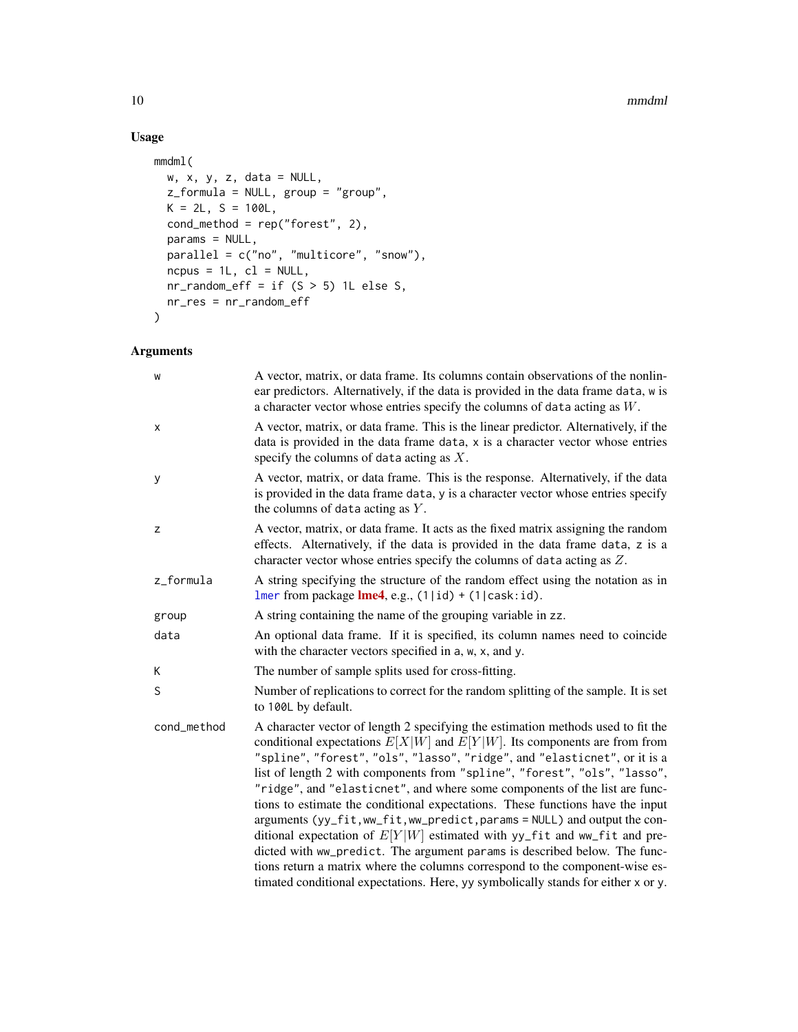## Usage

```
mmdml(
  w, x, y, z, data = NULL,
  z_formula = NULL, group = "group",
  K = 2L, S = 100L,
  cond_method = rep("forest", 2),
  params = NULL,
  parallel = c("no", "multicore", "snow"),
  ncpus = 1L, cl = NULL,
  nr_random_eff = if (S > 5) 1L else S,
  nr_res = nr_random_eff
)
```

## Arguments

| | |
|---|---|
| `w` | A vector, matrix, or data frame. Its columns contain observations of the nonlinear predictors. Alternatively, if the data is provided in the data frame `data`, `w` is a character vector whose entries specify the columns of `data` acting as $W$. |
| `x` | A vector, matrix, or data frame. This is the linear predictor. Alternatively, if the data is provided in the data frame `data`, `x` is a character vector whose entries specify the columns of `data` acting as $X$. |
| `y` | A vector, matrix, or data frame. This is the response. Alternatively, if the data is provided in the data frame `data`, `y` is a character vector whose entries specify the columns of `data` acting as $Y$. |
| `z` | A vector, matrix, or data frame. It acts as the fixed matrix assigning the random effects. Alternatively, if the data is provided in the data frame `data`, `z` is a character vector whose entries specify the columns of `data` acting as $Z$. |
| `z_formula` | A string specifying the structure of the random effect using the notation as in `lmer` from package **lme4**, e.g., `(1|id) + (1|cask:id)`. |
| `group` | A string containing the name of the grouping variable in `zz`. |
| `data` | An optional data frame. If it is specified, its column names need to coincide with the character vectors specified in `a`, `w`, `x`, and `y`. |
| `K` | The number of sample splits used for cross-fitting. |
| `S` | Number of replications to correct for the random splitting of the sample. It is set to `100L` by default. |
| `cond_method` | A character vector of length 2 specifying the estimation methods used to fit the conditional expectations $E[X\|W]$ and $E[Y\|W]$. Its components are from from `"spline"`, `"forest"`, `"ols"`, `"lasso"`, `"ridge"`, and `"elasticnet"`, or it is a list of length 2 with components from `"spline"`, `"forest"`, `"ols"`, `"lasso"`, `"ridge"`, and `"elasticnet"`, and where some components of the list are functions to estimate the conditional expectations. These functions have the input arguments `(yy_fit,ww_fit,ww_predict,params = NULL)` and output the conditional expectation of $E[Y\|W]$ estimated with `yy_fit` and `ww_fit` and predicted with `ww_predict`. The argument `params` is described below. The functions return a matrix where the columns correspond to the component-wise estimated conditional expectations. Here, `yy` symbolically stands for either `x` or `y`. |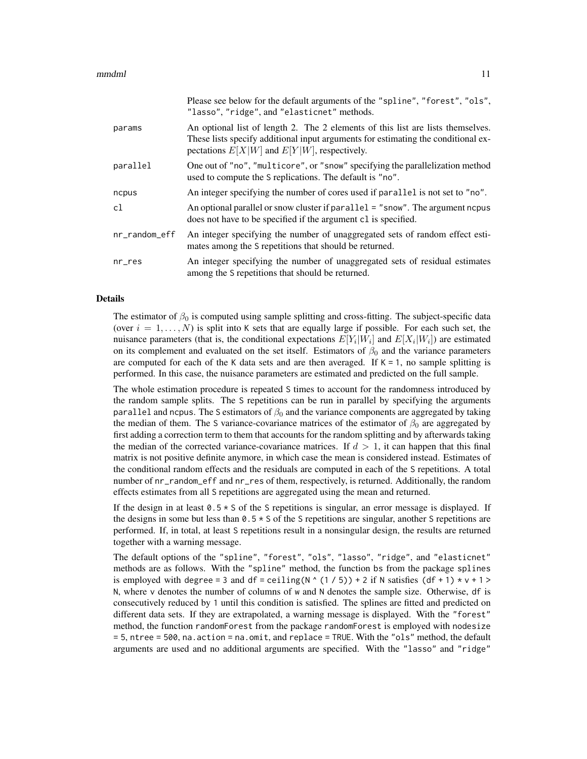Please see below for the default arguments of the "spline", "forest", "ols", "lasso", "ridge", and "elasticnet" methods.

| | |
|---|---|
| params | An optional list of length 2. The 2 elements of this list are lists themselves. These lists specify additional input arguments for estimating the conditional expectations $E[X\|W]$ and $E[Y\|W]$, respectively. |
| parallel | One out of "no", "multicore", or "snow" specifying the parallelization method used to compute the S replications. The default is "no". |
| ncpus | An integer specifying the number of cores used if parallel is not set to "no". |
| cl | An optional parallel or snow cluster if parallel = "snow". The argument ncpus does not have to be specified if the argument cl is specified. |
| nr_random_eff | An integer specifying the number of unaggregated sets of random effect estimates among the S repetitions that should be returned. |
| nr_res | An integer specifying the number of unaggregated sets of residual estimates among the S repetitions that should be returned. |

## Details

The estimator of $\beta_0$ is computed using sample splitting and cross-fitting. The subject-specific data (over $i = 1, \ldots, N$) is split into K sets that are equally large if possible. For each such set, the nuisance parameters (that is, the conditional expectations $E[Y_i|W_i]$ and $E[X_i|W_i]$) are estimated on its complement and evaluated on the set itself. Estimators of $\beta_0$ and the variance parameters are computed for each of the K data sets and are then averaged. If K = 1, no sample splitting is performed. In this case, the nuisance parameters are estimated and predicted on the full sample.

The whole estimation procedure is repeated S times to account for the randomness introduced by the random sample splits. The S repetitions can be run in parallel by specifying the arguments parallel and ncpus. The S estimators of $\beta_0$ and the variance components are aggregated by taking the median of them. The S variance-covariance matrices of the estimator of $\beta_0$ are aggregated by first adding a correction term to them that accounts for the random splitting and by afterwards taking the median of the corrected variance-covariance matrices. If $d > 1$, it can happen that this final matrix is not positive definite anymore, in which case the mean is considered instead. Estimates of the conditional random effects and the residuals are computed in each of the S repetitions. A total number of nr_random_eff and nr_res of them, respectively, is returned. Additionally, the random effects estimates from all S repetitions are aggregated using the mean and returned.

If the design in at least 0.5 * S of the S repetitions is singular, an error message is displayed. If the designs in some but less than 0.5 * S of the S repetitions are singular, another S repetitions are performed. If, in total, at least S repetitions result in a nonsingular design, the results are returned together with a warning message.

The default options of the "spline", "forest", "ols", "lasso", "ridge", and "elasticnet" methods are as follows. With the "spline" method, the function bs from the package splines is employed with degree = 3 and df = ceiling(N ^ (1 / 5)) + 2 if N satisfies (df + 1) * v + 1 > N, where v denotes the number of columns of w and N denotes the sample size. Otherwise, df is consecutively reduced by 1 until this condition is satisfied. The splines are fitted and predicted on different data sets. If they are extrapolated, a warning message is displayed. With the "forest" method, the function randomForest from the package randomForest is employed with nodesize = 5, ntree = 500, na.action = na.omit, and replace = TRUE. With the "ols" method, the default arguments are used and no additional arguments are specified. With the "lasso" and "ridge"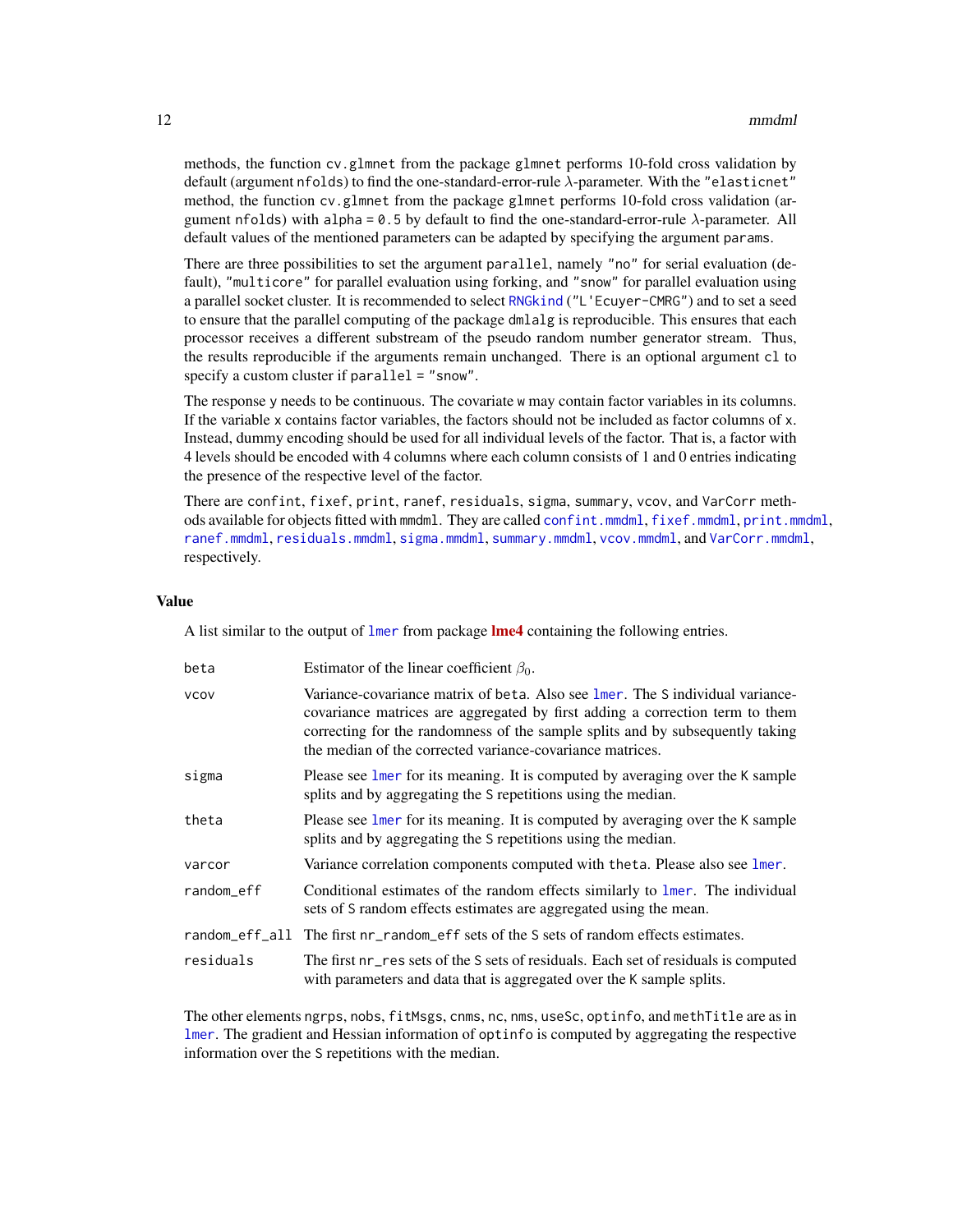methods, the function cv.glmnet from the package glmnet performs 10-fold cross validation by default (argument nfolds) to find the one-standard-error-rule $\lambda$-parameter. With the "elasticnet" method, the function cv.glmnet from the package glmnet performs 10-fold cross validation (argument nfolds) with alpha = 0.5 by default to find the one-standard-error-rule $\lambda$-parameter. All default values of the mentioned parameters can be adapted by specifying the argument params.

There are three possibilities to set the argument parallel, namely "no" for serial evaluation (default), "multicore" for parallel evaluation using forking, and "snow" for parallel evaluation using a parallel socket cluster. It is recommended to select RNGkind("L'Ecuyer-CMRG") and to set a seed to ensure that the parallel computing of the package dmlalg is reproducible. This ensures that each processor receives a different substream of the pseudo random number generator stream. Thus, the results reproducible if the arguments remain unchanged. There is an optional argument cl to specify a custom cluster if parallel = "snow".

The response y needs to be continuous. The covariate w may contain factor variables in its columns. If the variable x contains factor variables, the factors should not be included as factor columns of x. Instead, dummy encoding should be used for all individual levels of the factor. That is, a factor with 4 levels should be encoded with 4 columns where each column consists of 1 and 0 entries indicating the presence of the respective level of the factor.

There are confint, fixef, print, ranef, residuals, sigma, summary, vcov, and VarCorr methods available for objects fitted with mmdml. They are called confint.mmdml, fixef.mmdml, print.mmdml, ranef.mmdml, residuals.mmdml, sigma.mmdml, summary.mmdml, vcov.mmdml, and VarCorr.mmdml, respectively.

### Value

A list similar to the output of lmer from package **lme4** containing the following entries.

| | |
|---|---|
| beta | Estimator of the linear coefficient $\beta_0$. |
| vcov | Variance-covariance matrix of beta. Also see lmer. The S individual variance-covariance matrices are aggregated by first adding a correction term to them correcting for the randomness of the sample splits and by subsequently taking the median of the corrected variance-covariance matrices. |
| sigma | Please see lmer for its meaning. It is computed by averaging over the K sample splits and by aggregating the S repetitions using the median. |
| theta | Please see lmer for its meaning. It is computed by averaging over the K sample splits and by aggregating the S repetitions using the median. |
| varcor | Variance correlation components computed with theta. Please also see lmer. |
| random_eff | Conditional estimates of the random effects similarly to lmer. The individual sets of S random effects estimates are aggregated using the mean. |
| random_eff_all | The first nr_random_eff sets of the S sets of random effects estimates. |
| residuals | The first nr_res sets of the S sets of residuals. Each set of residuals is computed with parameters and data that is aggregated over the K sample splits. |

The other elements ngrps, nobs, fitMsgs, cnms, nc, nms, useSc, optinfo, and methTitle are as in lmer. The gradient and Hessian information of optinfo is computed by aggregating the respective information over the S repetitions with the median.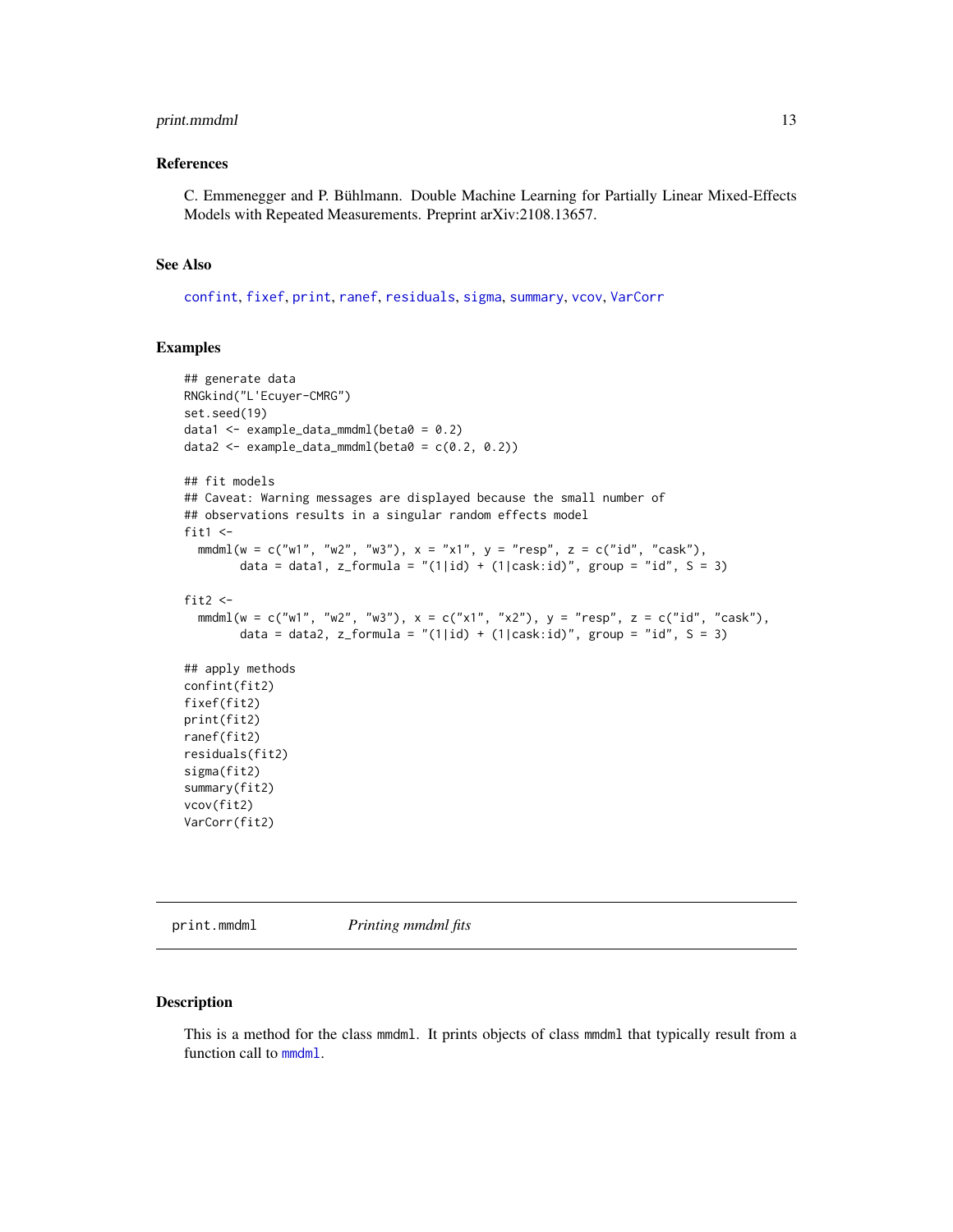### References

C. Emmenegger and P. Bühlmann. Double Machine Learning for Partially Linear Mixed-Effects Models with Repeated Measurements. Preprint arXiv:2108.13657.

### See Also

confint, fixef, print, ranef, residuals, sigma, summary, vcov, VarCorr

### Examples

```
## generate data
RNGkind("L'Ecuyer-CMRG")
set.seed(19)
data1 <- example_data_mmdml(beta0 = 0.2)
data2 <- example_data_mmdml(beta0 = c(0.2, 0.2))

## fit models
## Caveat: Warning messages are displayed because the small number of
## observations results in a singular random effects model
fit1 <-
  mmdml(w = c("w1", "w2", "w3"), x = "x1", y = "resp", z = c("id", "cask"),
        data = data1, z_formula = "(1|id) + (1|cask:id)", group = "id", S = 3)

fit2 <-
  mmdml(w = c("w1", "w2", "w3"), x = c("x1", "x2"), y = "resp", z = c("id", "cask"),
        data = data2, z_formula = "(1|id) + (1|cask:id)", group = "id", S = 3)

## apply methods
confint(fit2)
fixef(fit2)
print(fit2)
ranef(fit2)
residuals(fit2)
sigma(fit2)
summary(fit2)
vcov(fit2)
VarCorr(fit2)
```

---

## print.mmdml    *Printing mmdml fits*

### Description

This is a method for the class mmdml. It prints objects of class mmdml that typically result from a function call to mmdml.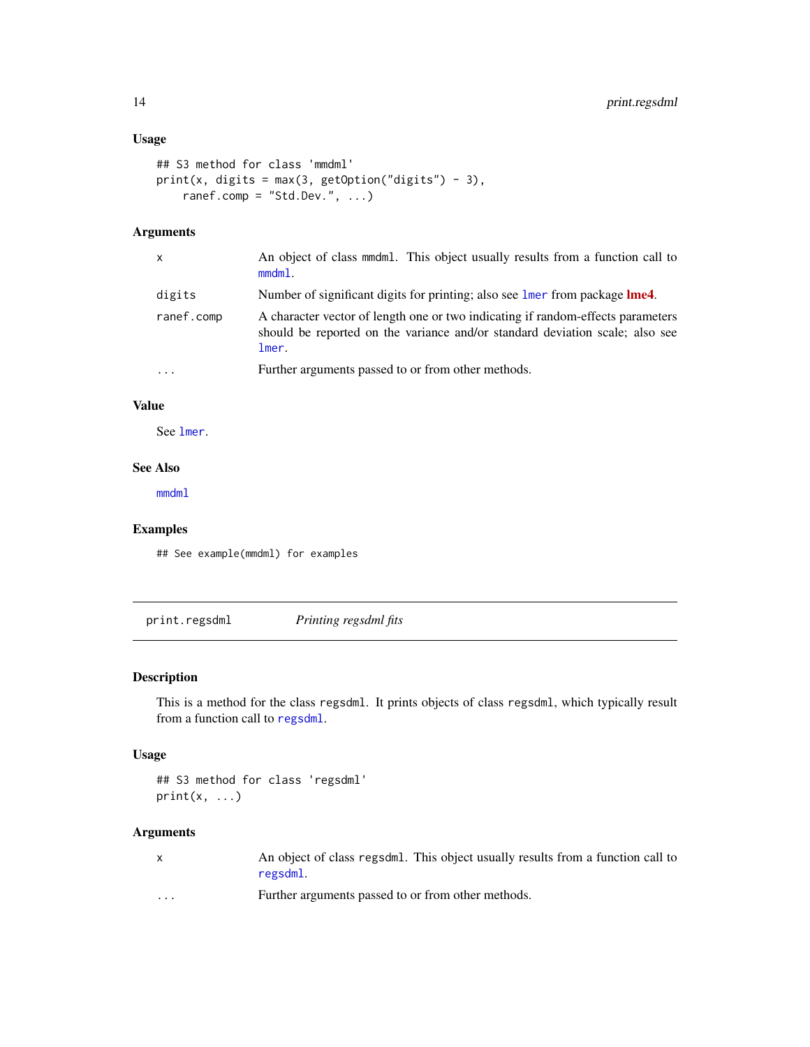### Usage

```
## S3 method for class 'mmdml'
print(x, digits = max(3, getOption("digits") - 3),
    ranef.comp = "Std.Dev.", ...)
```

### Arguments

| | |
|---|---|
| `x` | An object of class `mmdml`. This object usually results from a function call to `mmdml`. |
| `digits` | Number of significant digits for printing; also see `lmer` from package **lme4**. |
| `ranef.comp` | A character vector of length one or two indicating if random-effects parameters should be reported on the variance and/or standard deviation scale; also see `lmer`. |
| `...` | Further arguments passed to or from other methods. |

### Value

See `lmer`.

### See Also

`mmdml`

### Examples

```
## See example(mmdml) for examples
```

---

## print.regsdml — *Printing regsdml fits*

### Description

This is a method for the class `regsdml`. It prints objects of class `regsdml`, which typically result from a function call to `regsdml`.

### Usage

```
## S3 method for class 'regsdml'
print(x, ...)
```

### Arguments

| | |
|---|---|
| `x` | An object of class `regsdml`. This object usually results from a function call to `regsdml`. |
| `...` | Further arguments passed to or from other methods. |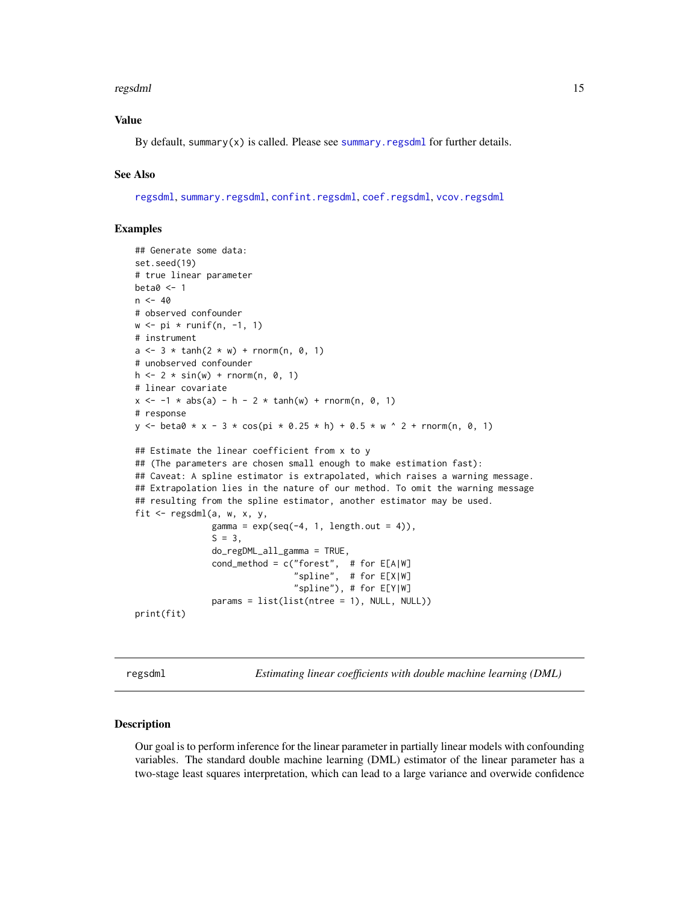## Value

By default, summary(x) is called. Please see summary.regsdml for further details.

## See Also

regsdml, summary.regsdml, confint.regsdml, coef.regsdml, vcov.regsdml

## Examples

```
## Generate some data:
set.seed(19)
# true linear parameter
beta0 <- 1
n <- 40
# observed confounder
w <- pi * runif(n, -1, 1)
# instrument
a <- 3 * tanh(2 * w) + rnorm(n, 0, 1)
# unobserved confounder
h <- 2 * sin(w) + rnorm(n, 0, 1)
# linear covariate
x <- -1 * abs(a) - h - 2 * tanh(w) + rnorm(n, 0, 1)
# response
y <- beta0 * x - 3 * cos(pi * 0.25 * h) + 0.5 * w ^ 2 + rnorm(n, 0, 1)

## Estimate the linear coefficient from x to y
## (The parameters are chosen small enough to make estimation fast):
## Caveat: A spline estimator is extrapolated, which raises a warning message.
## Extrapolation lies in the nature of our method. To omit the warning message
## resulting from the spline estimator, another estimator may be used.
fit <- regsdml(a, w, x, y,
               gamma = exp(seq(-4, 1, length.out = 4)),
               S = 3,
               do_regDML_all_gamma = TRUE,
               cond_method = c("forest",  # for E[A|W]
                               "spline",  # for E[X|W]
                               "spline"), # for E[Y|W]
               params = list(list(ntree = 1), NULL, NULL))
print(fit)
```

---

regsdml — *Estimating linear coefficients with double machine learning (DML)*

## Description

Our goal is to perform inference for the linear parameter in partially linear models with confounding variables. The standard double machine learning (DML) estimator of the linear parameter has a two-stage least squares interpretation, which can lead to a large variance and overwide confidence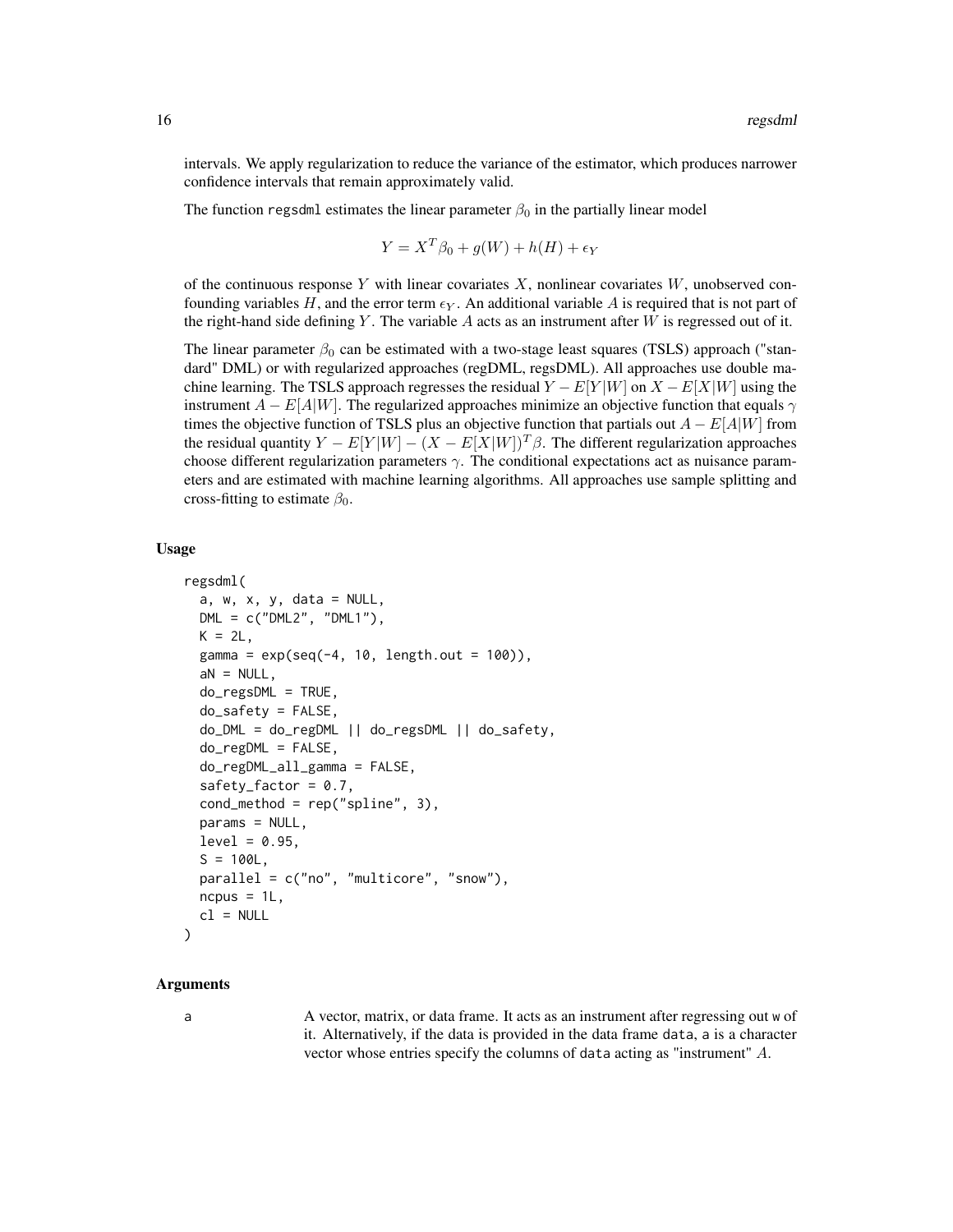intervals. We apply regularization to reduce the variance of the estimator, which produces narrower confidence intervals that remain approximately valid.

The function regsdml estimates the linear parameter $\beta_0$ in the partially linear model

$$Y = X^T\beta_0 + g(W) + h(H) + \epsilon_Y$$

of the continuous response $Y$ with linear covariates $X$, nonlinear covariates $W$, unobserved confounding variables $H$, and the error term $\epsilon_Y$. An additional variable $A$ is required that is not part of the right-hand side defining $Y$. The variable $A$ acts as an instrument after $W$ is regressed out of it.

The linear parameter $\beta_0$ can be estimated with a two-stage least squares (TSLS) approach ("standard" DML) or with regularized approaches (regDML, regsDML). All approaches use double machine learning. The TSLS approach regresses the residual $Y - E[Y|W]$ on $X - E[X|W]$ using the instrument $A - E[A|W]$. The regularized approaches minimize an objective function that equals $\gamma$ times the objective function of TSLS plus an objective function that partials out $A - E[A|W]$ from the residual quantity $Y - E[Y|W] - (X - E[X|W])^T\beta$. The different regularization approaches choose different regularization parameters $\gamma$. The conditional expectations act as nuisance parameters and are estimated with machine learning algorithms. All approaches use sample splitting and cross-fitting to estimate $\beta_0$.

### Usage

```
regsdml(
  a, w, x, y, data = NULL,
  DML = c("DML2", "DML1"),
  K = 2L,
  gamma = exp(seq(-4, 10, length.out = 100)),
  aN = NULL,
  do_regsDML = TRUE,
  do_safety = FALSE,
  do_DML = do_regDML || do_regsDML || do_safety,
  do_regDML = FALSE,
  do_regDML_all_gamma = FALSE,
  safety_factor = 0.7,
  cond_method = rep("spline", 3),
  params = NULL,
  level = 0.95,
  S = 100L,
  parallel = c("no", "multicore", "snow"),
  ncpus = 1L,
  cl = NULL
)
```

### Arguments

a — A vector, matrix, or data frame. It acts as an instrument after regressing out w of it. Alternatively, if the data is provided in the data frame data, a is a character vector whose entries specify the columns of data acting as "instrument" $A$.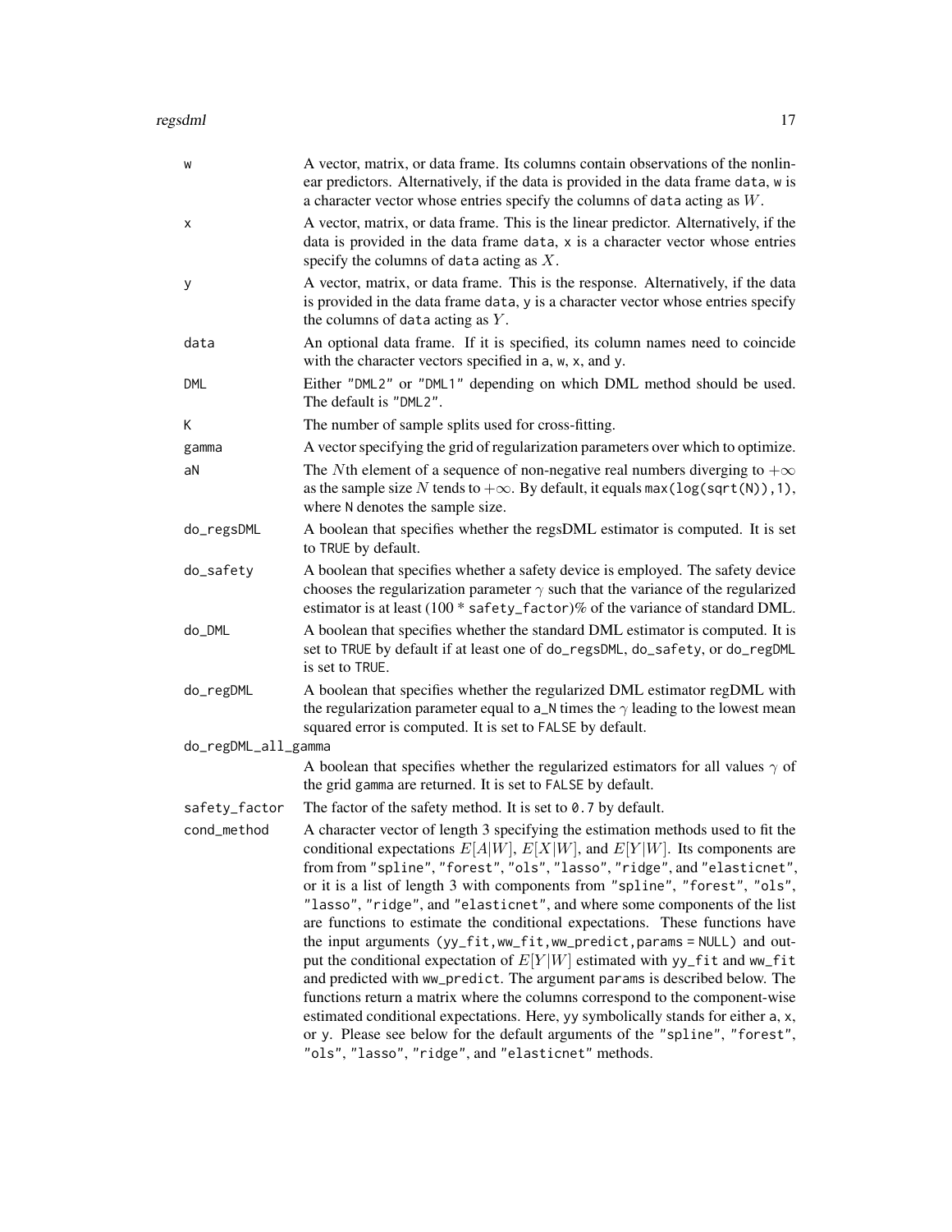| | |
|---|---|
| w | A vector, matrix, or data frame. Its columns contain observations of the nonlinear predictors. Alternatively, if the data is provided in the data frame `data`, `w` is a character vector whose entries specify the columns of `data` acting as $W$. |
| x | A vector, matrix, or data frame. This is the linear predictor. Alternatively, if the data is provided in the data frame `data`, `x` is a character vector whose entries specify the columns of `data` acting as $X$. |
| y | A vector, matrix, or data frame. This is the response. Alternatively, if the data is provided in the data frame `data`, `y` is a character vector whose entries specify the columns of `data` acting as $Y$. |
| data | An optional data frame. If it is specified, its column names need to coincide with the character vectors specified in `a`, `w`, `x`, and `y`. |
| DML | Either `"DML2"` or `"DML1"` depending on which DML method should be used. The default is `"DML2"`. |
| K | The number of sample splits used for cross-fitting. |
| gamma | A vector specifying the grid of regularization parameters over which to optimize. |
| aN | The $N$th element of a sequence of non-negative real numbers diverging to $+\infty$ as the sample size $N$ tends to $+\infty$. By default, it equals `max(log(sqrt(N)),1)`, where `N` denotes the sample size. |
| do_regsDML | A boolean that specifies whether the regsDML estimator is computed. It is set to `TRUE` by default. |
| do_safety | A boolean that specifies whether a safety device is employed. The safety device chooses the regularization parameter $\gamma$ such that the variance of the regularized estimator is at least (100 * `safety_factor`)% of the variance of standard DML. |
| do_DML | A boolean that specifies whether the standard DML estimator is computed. It is set to `TRUE` by default if at least one of `do_regsDML`, `do_safety`, or `do_regDML` is set to `TRUE`. |
| do_regDML | A boolean that specifies whether the regularized DML estimator regDML with the regularization parameter equal to `a_N` times the $\gamma$ leading to the lowest mean squared error is computed. It is set to `FALSE` by default. |
| do_regDML_all_gamma | A boolean that specifies whether the regularized estimators for all values $\gamma$ of the grid `gamma` are returned. It is set to `FALSE` by default. |
| safety_factor | The factor of the safety method. It is set to `0.7` by default. |
| cond_method | A character vector of length 3 specifying the estimation methods used to fit the conditional expectations $E[A\|W]$, $E[X\|W]$, and $E[Y\|W]$. Its components are from from `"spline"`, `"forest"`, `"ols"`, `"lasso"`, `"ridge"`, and `"elasticnet"`, or it is a list of length 3 with components from `"spline"`, `"forest"`, `"ols"`, `"lasso"`, `"ridge"`, and `"elasticnet"`, and where some components of the list are functions to estimate the conditional expectations. These functions have the input arguments `(yy_fit,ww_fit,ww_predict,params = NULL)` and output the conditional expectation of $E[Y\|W]$ estimated with `yy_fit` and `ww_fit` and predicted with `ww_predict`. The argument `params` is described below. The functions return a matrix where the columns correspond to the component-wise estimated conditional expectations. Here, `yy` symbolically stands for either `a`, `x`, or `y`. Please see below for the default arguments of the `"spline"`, `"forest"`, `"ols"`, `"lasso"`, `"ridge"`, and `"elasticnet"` methods. |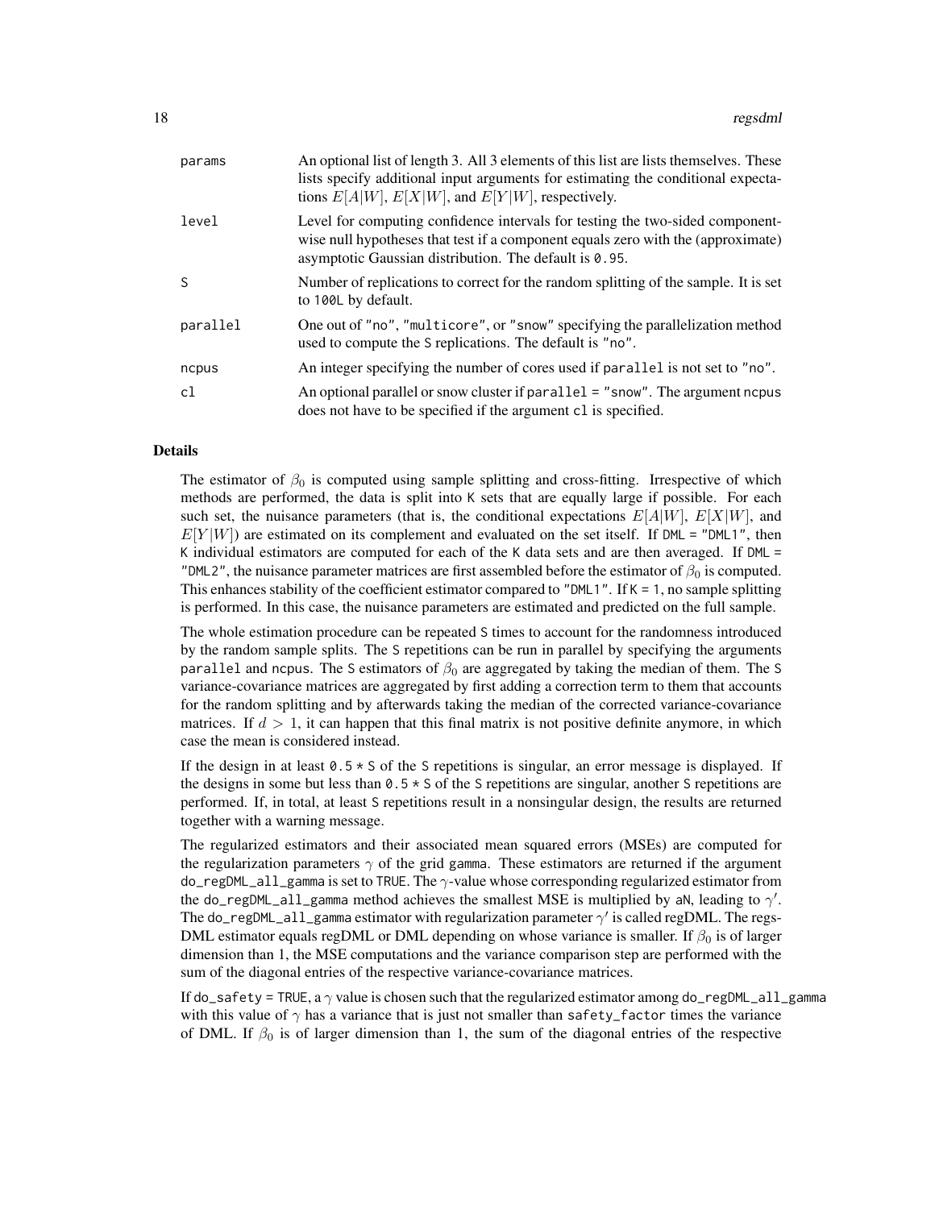| | |
|---|---|
| params | An optional list of length 3. All 3 elements of this list are lists themselves. These lists specify additional input arguments for estimating the conditional expectations $E[A\|W]$, $E[X\|W]$, and $E[Y\|W]$, respectively. |
| level | Level for computing confidence intervals for testing the two-sided componentwise null hypotheses that test if a component equals zero with the (approximate) asymptotic Gaussian distribution. The default is 0.95. |
| S | Number of replications to correct for the random splitting of the sample. It is set to 100L by default. |
| parallel | One out of "no", "multicore", or "snow" specifying the parallelization method used to compute the S replications. The default is "no". |
| ncpus | An integer specifying the number of cores used if parallel is not set to "no". |
| cl | An optional parallel or snow cluster if parallel = "snow". The argument ncpus does not have to be specified if the argument cl is specified. |

### Details

The estimator of $\beta_0$ is computed using sample splitting and cross-fitting. Irrespective of which methods are performed, the data is split into K sets that are equally large if possible. For each such set, the nuisance parameters (that is, the conditional expectations $E[A|W]$, $E[X|W]$, and $E[Y|W]$) are estimated on its complement and evaluated on the set itself. If DML = "DML1", then K individual estimators are computed for each of the K data sets and are then averaged. If DML = "DML2", the nuisance parameter matrices are first assembled before the estimator of $\beta_0$ is computed. This enhances stability of the coefficient estimator compared to "DML1". If K = 1, no sample splitting is performed. In this case, the nuisance parameters are estimated and predicted on the full sample.

The whole estimation procedure can be repeated S times to account for the randomness introduced by the random sample splits. The S repetitions can be run in parallel by specifying the arguments parallel and ncpus. The S estimators of $\beta_0$ are aggregated by taking the median of them. The S variance-covariance matrices are aggregated by first adding a correction term to them that accounts for the random splitting and by afterwards taking the median of the corrected variance-covariance matrices. If $d > 1$, it can happen that this final matrix is not positive definite anymore, in which case the mean is considered instead.

If the design in at least 0.5 * S of the S repetitions is singular, an error message is displayed. If the designs in some but less than 0.5 * S of the S repetitions are singular, another S repetitions are performed. If, in total, at least S repetitions result in a nonsingular design, the results are returned together with a warning message.

The regularized estimators and their associated mean squared errors (MSEs) are computed for the regularization parameters $\gamma$ of the grid gamma. These estimators are returned if the argument do_regDML_all_gamma is set to TRUE. The $\gamma$-value whose corresponding regularized estimator from the do_regDML_all_gamma method achieves the smallest MSE is multiplied by aN, leading to $\gamma'$. The do_regDML_all_gamma estimator with regularization parameter $\gamma'$ is called regDML. The regsDML estimator equals regDML or DML depending on whose variance is smaller. If $\beta_0$ is of larger dimension than 1, the MSE computations and the variance comparison step are performed with the sum of the diagonal entries of the respective variance-covariance matrices.

If do_safety = TRUE, a $\gamma$ value is chosen such that the regularized estimator among do_regDML_all_gamma with this value of $\gamma$ has a variance that is just not smaller than safety_factor times the variance of DML. If $\beta_0$ is of larger dimension than 1, the sum of the diagonal entries of the respective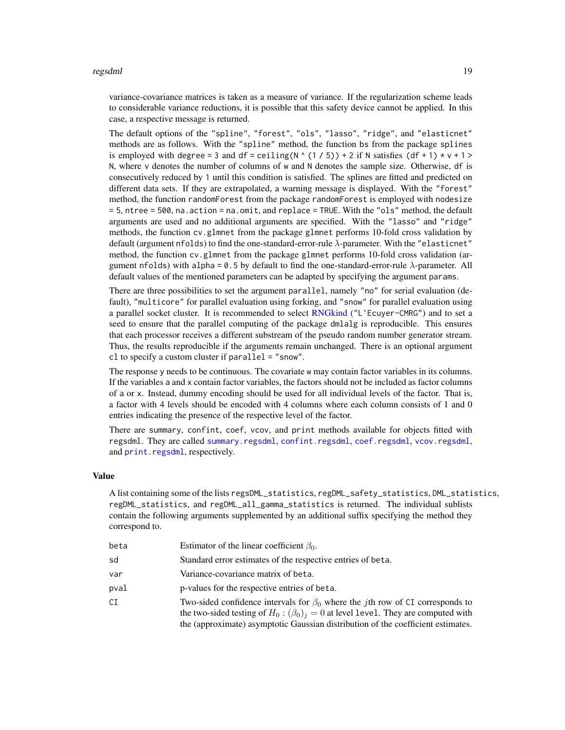variance-covariance matrices is taken as a measure of variance. If the regularization scheme leads to considerable variance reductions, it is possible that this safety device cannot be applied. In this case, a respective message is returned.

The default options of the "spline", "forest", "ols", "lasso", "ridge", and "elasticnet" methods are as follows. With the "spline" method, the function bs from the package splines is employed with degree = 3 and df = ceiling(N ^ (1 / 5)) + 2 if N satisfies (df + 1) * v + 1 > N, where v denotes the number of columns of w and N denotes the sample size. Otherwise, df is consecutively reduced by 1 until this condition is satisfied. The splines are fitted and predicted on different data sets. If they are extrapolated, a warning message is displayed. With the "forest" method, the function randomForest from the package randomForest is employed with nodesize = 5, ntree = 500, na.action = na.omit, and replace = TRUE. With the "ols" method, the default arguments are used and no additional arguments are specified. With the "lasso" and "ridge" methods, the function cv.glmnet from the package glmnet performs 10-fold cross validation by default (argument nfolds) to find the one-standard-error-rule $\lambda$-parameter. With the "elasticnet" method, the function cv.glmnet from the package glmnet performs 10-fold cross validation (argument nfolds) with alpha = 0.5 by default to find the one-standard-error-rule $\lambda$-parameter. All default values of the mentioned parameters can be adapted by specifying the argument params.

There are three possibilities to set the argument parallel, namely "no" for serial evaluation (default), "multicore" for parallel evaluation using forking, and "snow" for parallel evaluation using a parallel socket cluster. It is recommended to select RNGkind ("L'Ecuyer-CMRG") and to set a seed to ensure that the parallel computing of the package dmlalg is reproducible. This ensures that each processor receives a different substream of the pseudo random number generator stream. Thus, the results reproducible if the arguments remain unchanged. There is an optional argument cl to specify a custom cluster if parallel = "snow".

The response y needs to be continuous. The covariate w may contain factor variables in its columns. If the variables a and x contain factor variables, the factors should not be included as factor columns of a or x. Instead, dummy encoding should be used for all individual levels of the factor. That is, a factor with 4 levels should be encoded with 4 columns where each column consists of 1 and 0 entries indicating the presence of the respective level of the factor.

There are summary, confint, coef, vcov, and print methods available for objects fitted with regsdml. They are called summary.regsdml, confint.regsdml, coef.regsdml, vcov.regsdml, and print.regsdml, respectively.

## Value

A list containing some of the lists regsDML_statistics, regDML_safety_statistics, DML_statistics, regDML_statistics, and regDML_all_gamma_statistics is returned. The individual sublists contain the following arguments supplemented by an additional suffix specifying the method they correspond to.

| | |
|---|---|
| beta | Estimator of the linear coefficient $\beta_0$. |
| sd | Standard error estimates of the respective entries of beta. |
| var | Variance-covariance matrix of beta. |
| pval | p-values for the respective entries of beta. |
| CI | Two-sided confidence intervals for $\beta_0$ where the $j$th row of CI corresponds to the two-sided testing of $H_0 : (\beta_0)_j = 0$ at level level. They are computed with the (approximate) asymptotic Gaussian distribution of the coefficient estimates. |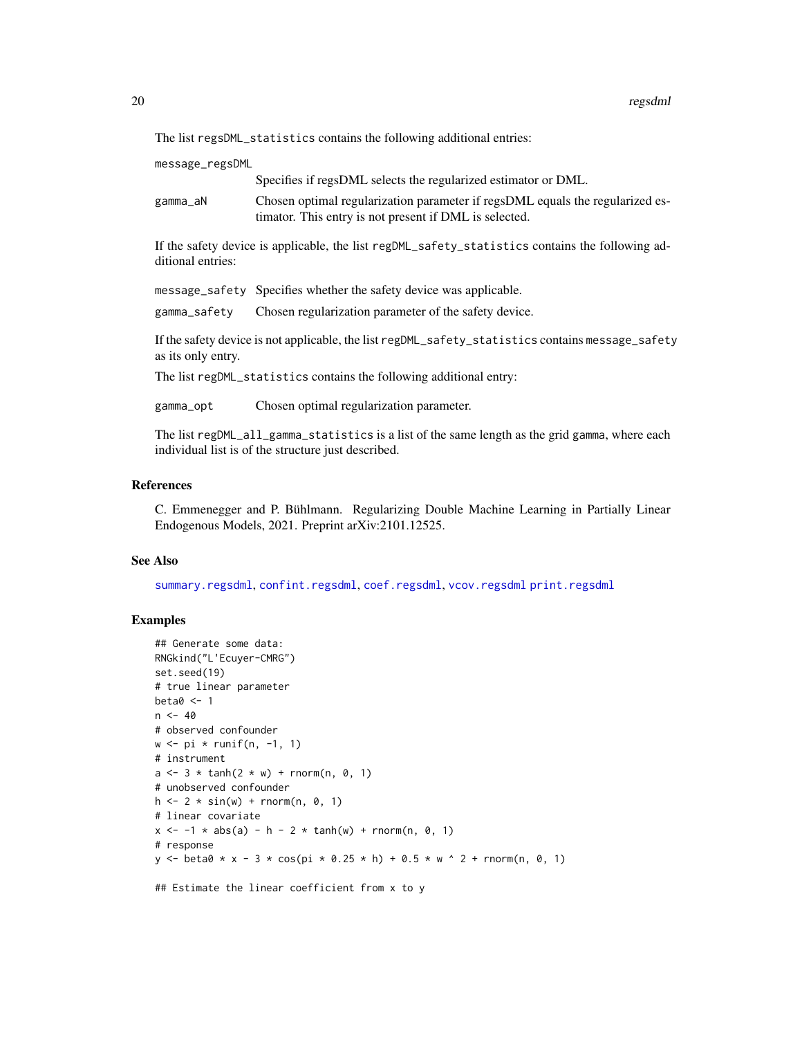The list `regsDML_statistics` contains the following additional entries:

`message_regsDML`
: Specifies if regsDML selects the regularized estimator or DML.

`gamma_aN`
: Chosen optimal regularization parameter if regsDML equals the regularized estimator. This entry is not present if DML is selected.

If the safety device is applicable, the list `regDML_safety_statistics` contains the following additional entries:

`message_safety`
: Specifies whether the safety device was applicable.

`gamma_safety`
: Chosen regularization parameter of the safety device.

If the safety device is not applicable, the list `regDML_safety_statistics` contains `message_safety` as its only entry.

The list `regDML_statistics` contains the following additional entry:

`gamma_opt`
: Chosen optimal regularization parameter.

The list `regDML_all_gamma_statistics` is a list of the same length as the grid `gamma`, where each individual list is of the structure just described.

### References

C. Emmenegger and P. Bühlmann. Regularizing Double Machine Learning in Partially Linear Endogenous Models, 2021. Preprint arXiv:2101.12525.

### See Also

summary.regsdml, confint.regsdml, coef.regsdml, vcov.regsdml print.regsdml

### Examples

```
## Generate some data:
RNGkind("L'Ecuyer-CMRG")
set.seed(19)
# true linear parameter
beta0 <- 1
n <- 40
# observed confounder
w <- pi * runif(n, -1, 1)
# instrument
a <- 3 * tanh(2 * w) + rnorm(n, 0, 1)
# unobserved confounder
h <- 2 * sin(w) + rnorm(n, 0, 1)
# linear covariate
x <- -1 * abs(a) - h - 2 * tanh(w) + rnorm(n, 0, 1)
# response
y <- beta0 * x - 3 * cos(pi * 0.25 * h) + 0.5 * w ^ 2 + rnorm(n, 0, 1)

## Estimate the linear coefficient from x to y
```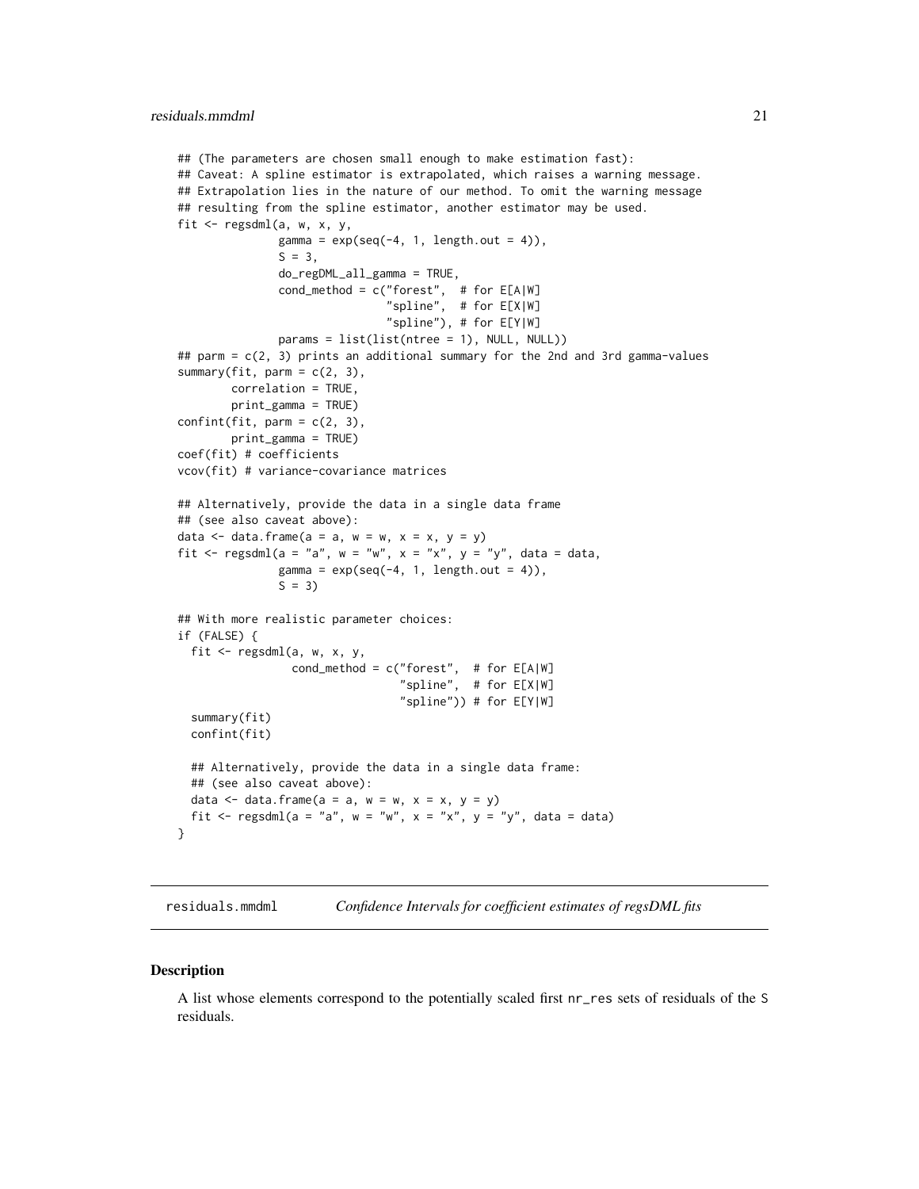```
## (The parameters are chosen small enough to make estimation fast):
## Caveat: A spline estimator is extrapolated, which raises a warning message.
## Extrapolation lies in the nature of our method. To omit the warning message
## resulting from the spline estimator, another estimator may be used.
fit <- regsdml(a, w, x, y,
               gamma = exp(seq(-4, 1, length.out = 4)),
               S = 3,
               do_regDML_all_gamma = TRUE,
               cond_method = c("forest",  # for E[A|W]
                               "spline",  # for E[X|W]
                               "spline"), # for E[Y|W]
               params = list(list(ntree = 1), NULL, NULL))
## parm = c(2, 3) prints an additional summary for the 2nd and 3rd gamma-values
summary(fit, parm = c(2, 3),
        correlation = TRUE,
        print_gamma = TRUE)
confint(fit, parm = c(2, 3),
        print_gamma = TRUE)
coef(fit) # coefficients
vcov(fit) # variance-covariance matrices

## Alternatively, provide the data in a single data frame
## (see also caveat above):
data <- data.frame(a = a, w = w, x = x, y = y)
fit <- regsdml(a = "a", w = "w", x = "x", y = "y", data = data,
               gamma = exp(seq(-4, 1, length.out = 4)),
               S = 3)

## With more realistic parameter choices:
if (FALSE) {
  fit <- regsdml(a, w, x, y,
                 cond_method = c("forest",  # for E[A|W]
                                 "spline",  # for E[X|W]
                                 "spline")) # for E[Y|W]
  summary(fit)
  confint(fit)

  ## Alternatively, provide the data in a single data frame:
  ## (see also caveat above):
  data <- data.frame(a = a, w = w, x = x, y = y)
  fit <- regsdml(a = "a", w = "w", x = "x", y = "y", data = data)
}
```

## residuals.mmdml *Confidence Intervals for coefficient estimates of regsDML fits*

### Description

A list whose elements correspond to the potentially scaled first nr_res sets of residuals of the S residuals.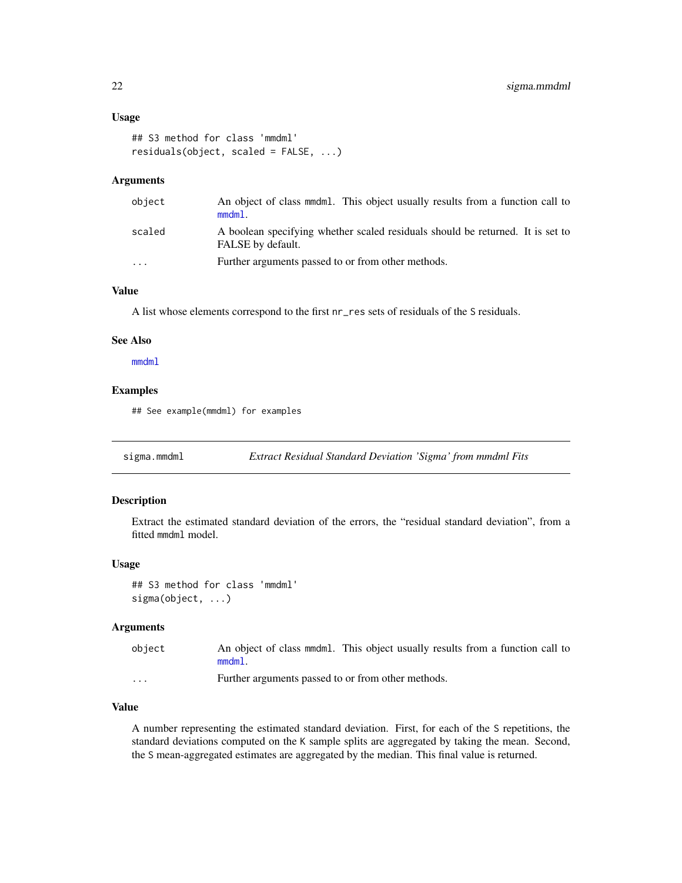### Usage

```
## S3 method for class 'mmdml'
residuals(object, scaled = FALSE, ...)
```

### Arguments

| | |
|---|---|
| `object` | An object of class `mmdml`. This object usually results from a function call to `mmdml`. |
| `scaled` | A boolean specifying whether scaled residuals should be returned. It is set to FALSE by default. |
| `...` | Further arguments passed to or from other methods. |

### Value

A list whose elements correspond to the first `nr_res` sets of residuals of the `S` residuals.

### See Also

`mmdml`

### Examples

```
## See example(mmdml) for examples
```

---

## sigma.mmdml — *Extract Residual Standard Deviation 'Sigma' from mmdml Fits*

---

### Description

Extract the estimated standard deviation of the errors, the "residual standard deviation", from a fitted `mmdml` model.

### Usage

```
## S3 method for class 'mmdml'
sigma(object, ...)
```

### Arguments

| | |
|---|---|
| `object` | An object of class `mmdml`. This object usually results from a function call to `mmdml`. |
| `...` | Further arguments passed to or from other methods. |

### Value

A number representing the estimated standard deviation. First, for each of the `S` repetitions, the standard deviations computed on the `K` sample splits are aggregated by taking the mean. Second, the `S` mean-aggregated estimates are aggregated by the median. This final value is returned.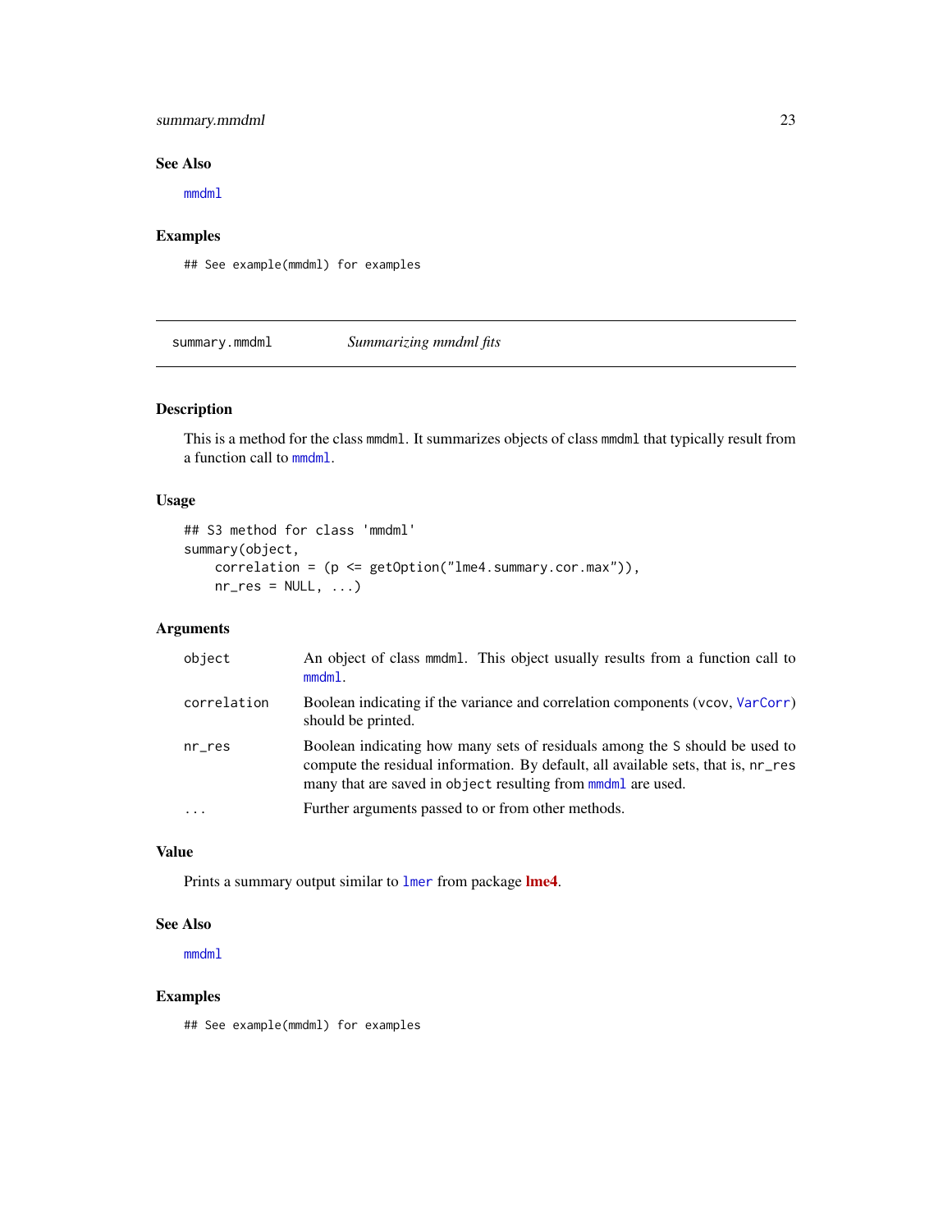### See Also

mmdml

### Examples

```
## See example(mmdml) for examples
```

---

## summary.mmdml — *Summarizing mmdml fits*

### Description

This is a method for the class mmdml. It summarizes objects of class mmdml that typically result from a function call to mmdml.

### Usage

```
## S3 method for class 'mmdml'
summary(object,
    correlation = (p <= getOption("lme4.summary.cor.max")),
    nr_res = NULL, ...)
```

### Arguments

| | |
|---|---|
| object | An object of class mmdml. This object usually results from a function call to mmdml. |
| correlation | Boolean indicating if the variance and correlation components (vcov, VarCorr) should be printed. |
| nr_res | Boolean indicating how many sets of residuals among the S should be used to compute the residual information. By default, all available sets, that is, nr_res many that are saved in object resulting from mmdml are used. |
| ... | Further arguments passed to or from other methods. |

### Value

Prints a summary output similar to lmer from package **lme4**.

### See Also

mmdml

### Examples

```
## See example(mmdml) for examples
```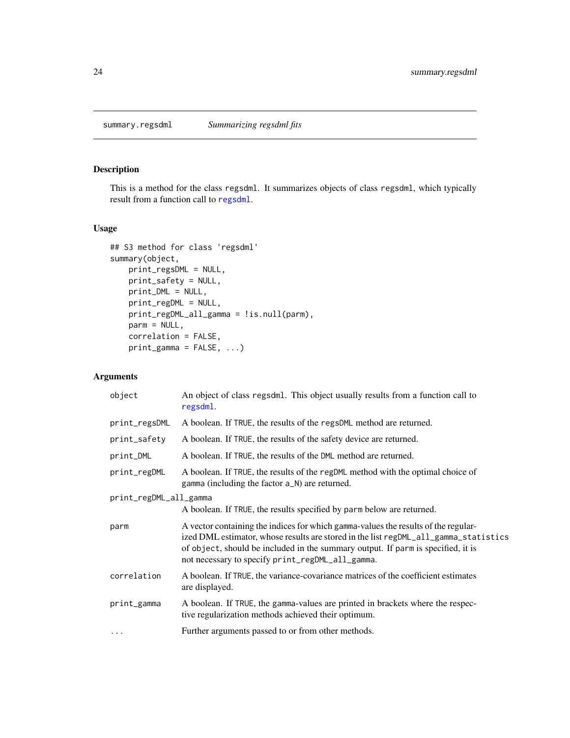summary.regsdml &emsp; *Summarizing regsdml fits*

## Description

This is a method for the class `regsdml`. It summarizes objects of class `regsdml`, which typically result from a function call to `regsdml`.

## Usage

```
## S3 method for class 'regsdml'
summary(object,
    print_regsDML = NULL,
    print_safety = NULL,
    print_DML = NULL,
    print_regDML = NULL,
    print_regDML_all_gamma = !is.null(parm),
    parm = NULL,
    correlation = FALSE,
    print_gamma = FALSE, ...)
```

## Arguments

| | |
|---|---|
| `object` | An object of class `regsdml`. This object usually results from a function call to `regsdml`. |
| `print_regsDML` | A boolean. If `TRUE`, the results of the `regsDML` method are returned. |
| `print_safety` | A boolean. If `TRUE`, the results of the safety device are returned. |
| `print_DML` | A boolean. If `TRUE`, the results of the `DML` method are returned. |
| `print_regDML` | A boolean. If `TRUE`, the results of the `regDML` method with the optimal choice of `gamma` (including the factor `a_N`) are returned. |
| `print_regDML_all_gamma` | A boolean. If `TRUE`, the results specified by `parm` below are returned. |
| `parm` | A vector containing the indices for which `gamma`-values the results of the regularized DML estimator, whose results are stored in the list `regDML_all_gamma_statistics` of `object`, should be included in the summary output. If `parm` is specified, it is not necessary to specify `print_regDML_all_gamma`. |
| `correlation` | A boolean. If `TRUE`, the variance-covariance matrices of the coefficient estimates are displayed. |
| `print_gamma` | A boolean. If `TRUE`, the `gamma`-values are printed in brackets where the respective regularization methods achieved their optimum. |
| `...` | Further arguments passed to or from other methods. |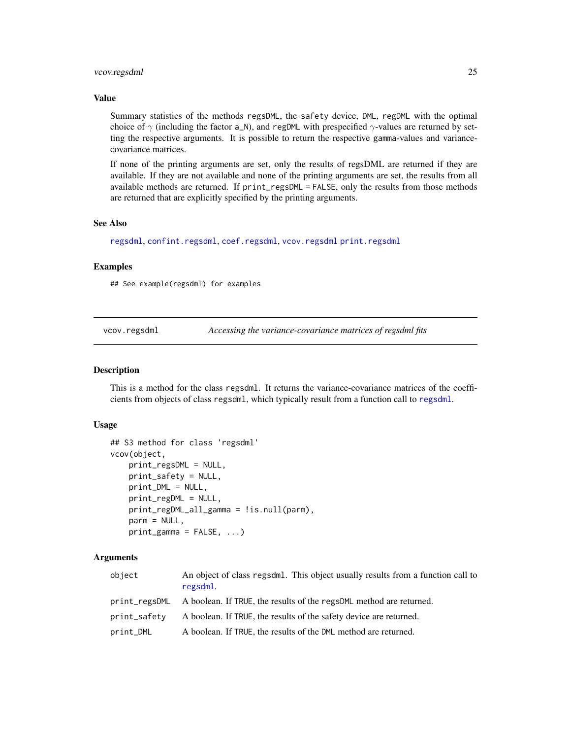### Value

Summary statistics of the methods `regsDML`, the `safety` device, `DML`, `regDML` with the optimal choice of $\gamma$ (including the factor `a_N`), and `regDML` with prespecified $\gamma$-values are returned by setting the respective arguments. It is possible to return the respective `gamma`-values and variance-covariance matrices.

If none of the printing arguments are set, only the results of regsDML are returned if they are available. If they are not available and none of the printing arguments are set, the results from all available methods are returned. If `print_regsDML = FALSE`, only the results from those methods are returned that are explicitly specified by the printing arguments.

### See Also

`regsdml`, `confint.regsdml`, `coef.regsdml`, `vcov.regsdml` `print.regsdml`

### Examples

```
## See example(regsdml) for examples
```

---

## vcov.regsdml — *Accessing the variance-covariance matrices of regsdml fits*

---

### Description

This is a method for the class `regsdml`. It returns the variance-covariance matrices of the coefficients from objects of class `regsdml`, which typically result from a function call to `regsdml`.

### Usage

```
## S3 method for class 'regsdml'
vcov(object,
    print_regsDML = NULL,
    print_safety = NULL,
    print_DML = NULL,
    print_regDML = NULL,
    print_regDML_all_gamma = !is.null(parm),
    parm = NULL,
    print_gamma = FALSE, ...)
```

### Arguments

| | |
|---|---|
| `object` | An object of class `regsdml`. This object usually results from a function call to `regsdml`. |
| `print_regsDML` | A boolean. If `TRUE`, the results of the `regsDML` method are returned. |
| `print_safety` | A boolean. If `TRUE`, the results of the safety device are returned. |
| `print_DML` | A boolean. If `TRUE`, the results of the `DML` method are returned. |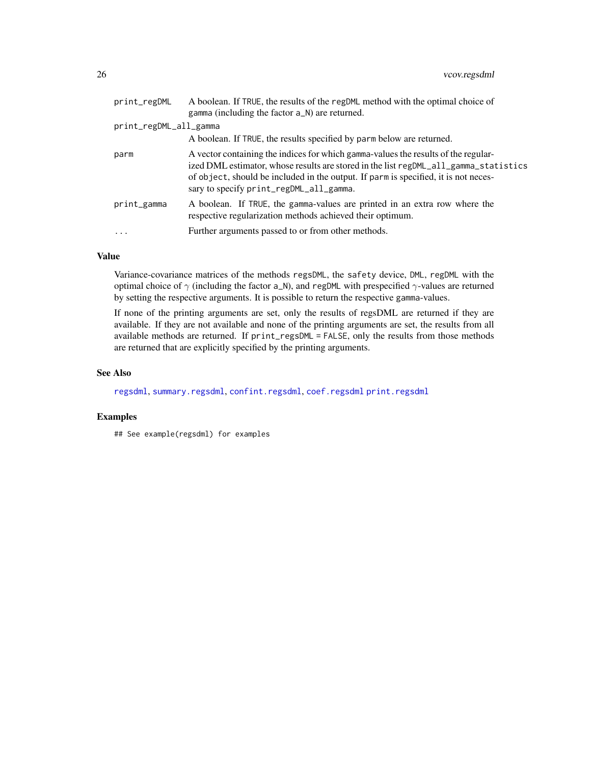| | |
|---|---|
| print_regDML | A boolean. If TRUE, the results of the regDML method with the optimal choice of gamma (including the factor a_N) are returned. |
| print_regDML_all_gamma | A boolean. If TRUE, the results specified by parm below are returned. |
| parm | A vector containing the indices for which gamma-values the results of the regularized DML estimator, whose results are stored in the list regDML_all_gamma_statistics of object, should be included in the output. If parm is specified, it is not necessary to specify print_regDML_all_gamma. |
| print_gamma | A boolean. If TRUE, the gamma-values are printed in an extra row where the respective regularization methods achieved their optimum. |
| ... | Further arguments passed to or from other methods. |

## Value

Variance-covariance matrices of the methods regsDML, the safety device, DML, regDML with the optimal choice of $\gamma$ (including the factor a_N), and regDML with prespecified $\gamma$-values are returned by setting the respective arguments. It is possible to return the respective gamma-values.

If none of the printing arguments are set, only the results of regsDML are returned if they are available. If they are not available and none of the printing arguments are set, the results from all available methods are returned. If print_regsDML = FALSE, only the results from those methods are returned that are explicitly specified by the printing arguments.

## See Also

regsdml, summary.regsdml, confint.regsdml, coef.regsdml print.regsdml

## Examples

```
## See example(regsdml) for examples
```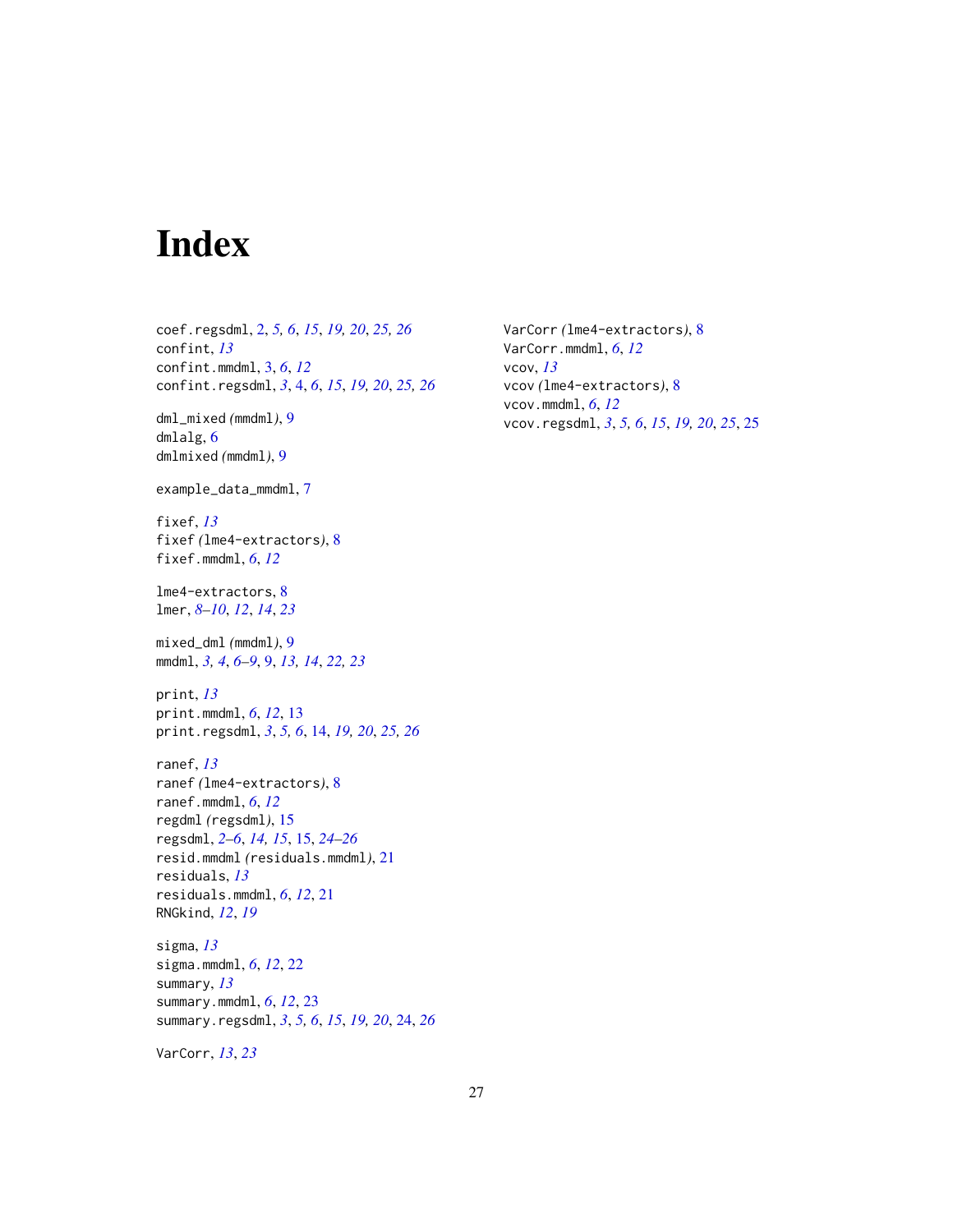# Index

coef.regsdml, 2, *5, 6*, *15*, *19, 20*, *25, 26*
confint, *13*
confint.mmdml, 3, *6*, *12*
confint.regsdml, *3*, 4, *6*, *15*, *19, 20*, *25, 26*

dml_mixed (mmdml), 9
dmlalg, 6
dmlmixed (mmdml), 9

example_data_mmdml, 7

fixef, *13*
fixef (lme4-extractors), 8
fixef.mmdml, *6*, *12*

lme4-extractors, 8
lmer, *8–10*, *12*, *14*, *23*

mixed_dml (mmdml), 9
mmdml, *3, 4*, *6–9*, 9, *13, 14*, *22, 23*

print, *13*
print.mmdml, *6*, *12*, 13
print.regsdml, *3*, *5, 6*, 14, *19, 20*, *25, 26*

ranef, *13*
ranef (lme4-extractors), 8
ranef.mmdml, *6*, *12*
regdml (regsdml), 15
regsdml, *2–6*, *14, 15*, 15, *24–26*
resid.mmdml (residuals.mmdml), 21
residuals, *13*
residuals.mmdml, *6*, *12*, 21
RNGkind, *12*, *19*

sigma, *13*
sigma.mmdml, *6*, *12*, 22
summary, *13*
summary.mmdml, *6*, *12*, 23
summary.regsdml, *3*, *5, 6*, *15*, *19, 20*, 24, *26*

VarCorr, *13*, *23*
VarCorr (lme4-extractors), 8
VarCorr.mmdml, *6*, *12*
vcov, *13*
vcov (lme4-extractors), 8
vcov.mmdml, *6*, *12*
vcov.regsdml, *3*, *5, 6*, *15*, *19, 20*, *25*, 25